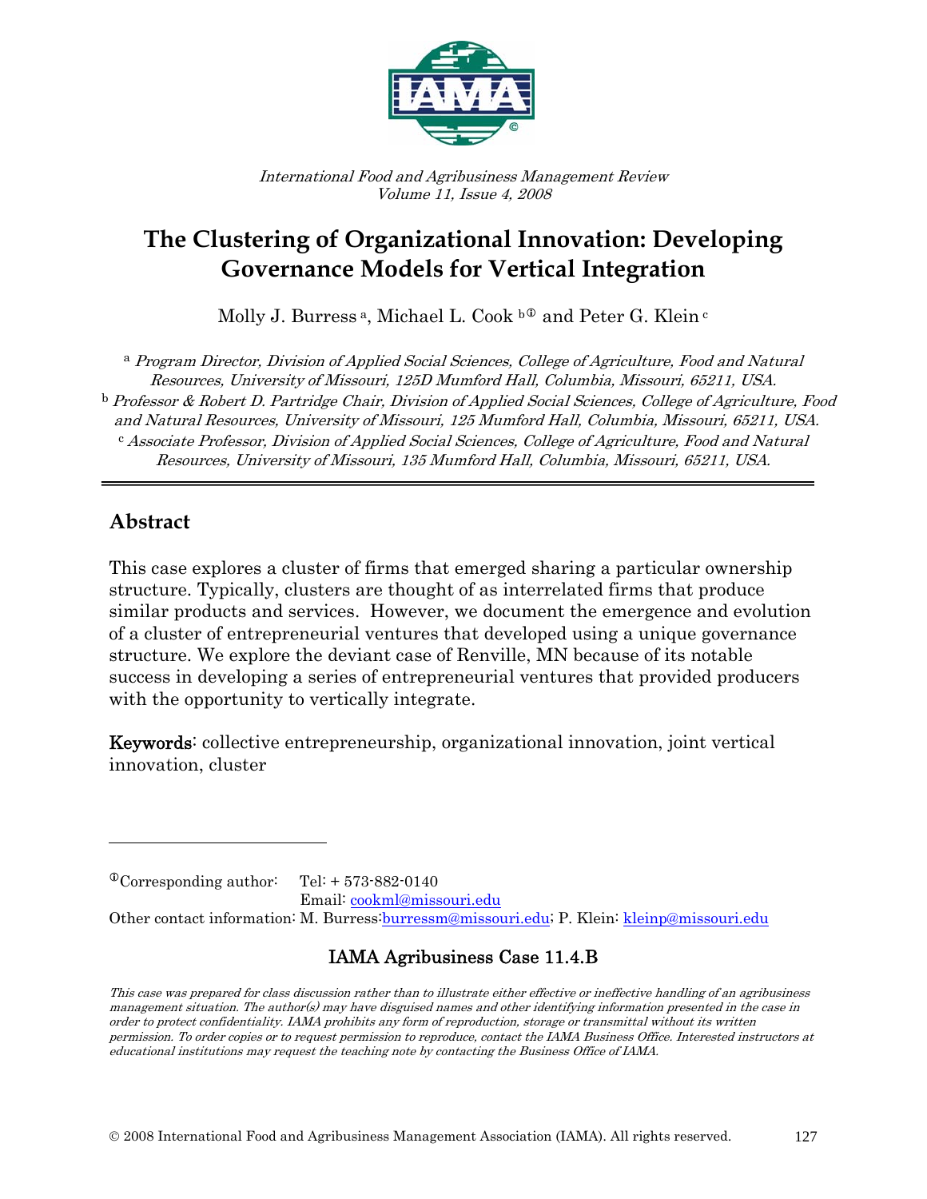*International Food and Agribusiness Management Review*
*Volume 11, Issue 4, 2008*

# The Clustering of Organizational Innovation: Developing Governance Models for Vertical Integration

Molly J. Burress [a], Michael L. Cook [b①] and Peter G. Klein [c]

[a] *Program Director, Division of Applied Social Sciences, College of Agriculture, Food and Natural Resources, University of Missouri, 125D Mumford Hall, Columbia, Missouri, 65211, USA.*
[b] *Professor & Robert D. Partridge Chair, Division of Applied Social Sciences, College of Agriculture, Food and Natural Resources, University of Missouri, 125 Mumford Hall, Columbia, Missouri, 65211, USA.*
[c] *Associate Professor, Division of Applied Social Sciences, College of Agriculture, Food and Natural Resources, University of Missouri, 135 Mumford Hall, Columbia, Missouri, 65211, USA.*

## Abstract

This case explores a cluster of firms that emerged sharing a particular ownership structure. Typically, clusters are thought of as interrelated firms that produce similar products and services. However, we document the emergence and evolution of a cluster of entrepreneurial ventures that developed using a unique governance structure. We explore the deviant case of Renville, MN because of its notable success in developing a series of entrepreneurial ventures that provided producers with the opportunity to vertically integrate.

**Keywords**: collective entrepreneurship, organizational innovation, joint vertical innovation, cluster

①Corresponding author: Tel: + 573-882-0140
Email: cookml@missouri.edu
Other contact information: M. Burress:burressm@missouri.edu; P. Klein: kleinp@missouri.edu

**IAMA Agribusiness Case 11.4.B**

*This case was prepared for class discussion rather than to illustrate either effective or ineffective handling of an agribusiness management situation. The author(s) may have disguised names and other identifying information presented in the case in order to protect confidentiality. IAMA prohibits any form of reproduction, storage or transmittal without its written permission. To order copies or to request permission to reproduce, contact the IAMA Business Office. Interested instructors at educational institutions may request the teaching note by contacting the Business Office of IAMA.*

© 2008 International Food and Agribusiness Management Association (IAMA). All rights reserved.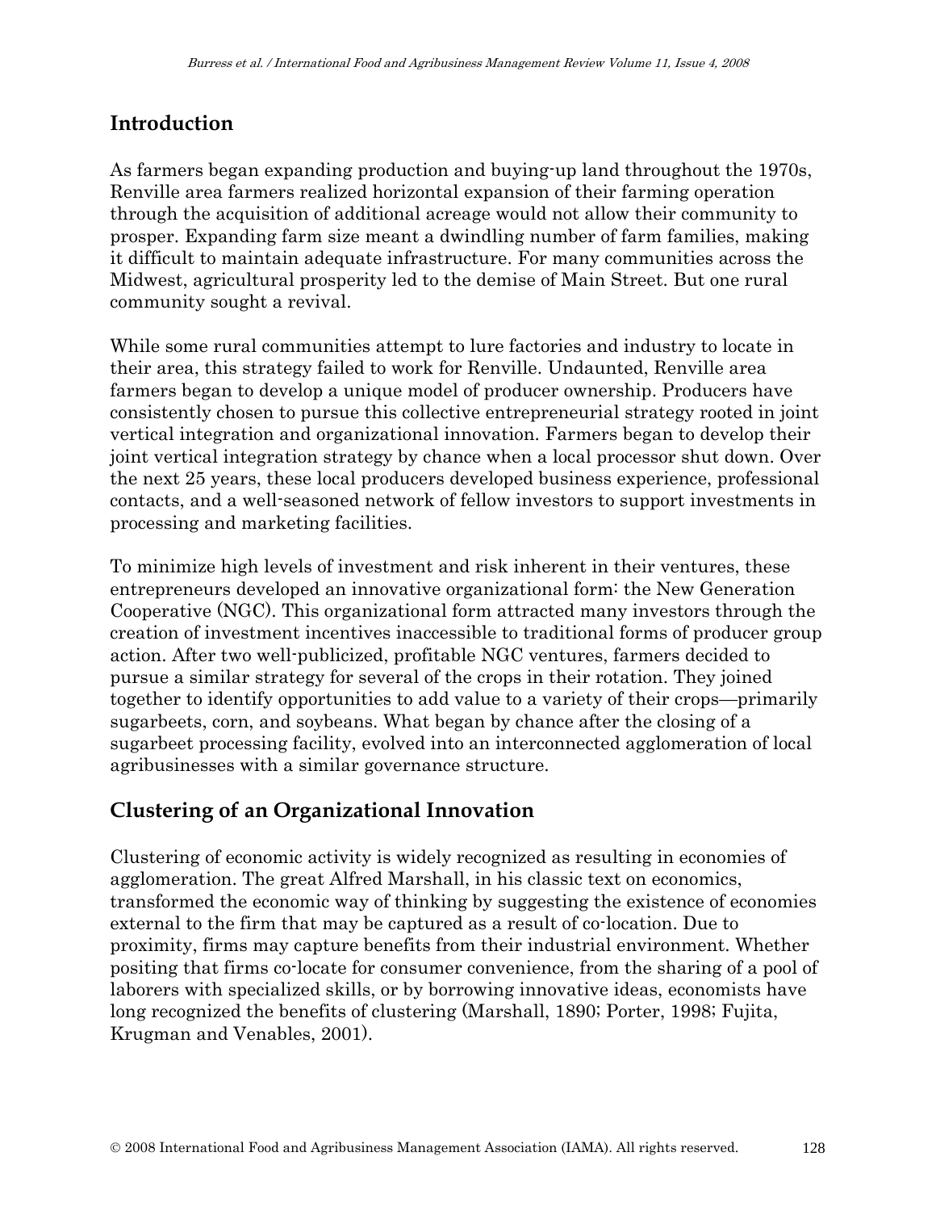## Introduction

As farmers began expanding production and buying-up land throughout the 1970s, Renville area farmers realized horizontal expansion of their farming operation through the acquisition of additional acreage would not allow their community to prosper. Expanding farm size meant a dwindling number of farm families, making it difficult to maintain adequate infrastructure. For many communities across the Midwest, agricultural prosperity led to the demise of Main Street. But one rural community sought a revival.

While some rural communities attempt to lure factories and industry to locate in their area, this strategy failed to work for Renville. Undaunted, Renville area farmers began to develop a unique model of producer ownership. Producers have consistently chosen to pursue this collective entrepreneurial strategy rooted in joint vertical integration and organizational innovation. Farmers began to develop their joint vertical integration strategy by chance when a local processor shut down. Over the next 25 years, these local producers developed business experience, professional contacts, and a well-seasoned network of fellow investors to support investments in processing and marketing facilities.

To minimize high levels of investment and risk inherent in their ventures, these entrepreneurs developed an innovative organizational form: the New Generation Cooperative (NGC). This organizational form attracted many investors through the creation of investment incentives inaccessible to traditional forms of producer group action. After two well-publicized, profitable NGC ventures, farmers decided to pursue a similar strategy for several of the crops in their rotation. They joined together to identify opportunities to add value to a variety of their crops—primarily sugarbeets, corn, and soybeans. What began by chance after the closing of a sugarbeet processing facility, evolved into an interconnected agglomeration of local agribusinesses with a similar governance structure.

## Clustering of an Organizational Innovation

Clustering of economic activity is widely recognized as resulting in economies of agglomeration. The great Alfred Marshall, in his classic text on economics, transformed the economic way of thinking by suggesting the existence of economies external to the firm that may be captured as a result of co-location. Due to proximity, firms may capture benefits from their industrial environment. Whether positing that firms co-locate for consumer convenience, from the sharing of a pool of laborers with specialized skills, or by borrowing innovative ideas, economists have long recognized the benefits of clustering (Marshall, 1890; Porter, 1998; Fujita, Krugman and Venables, 2001).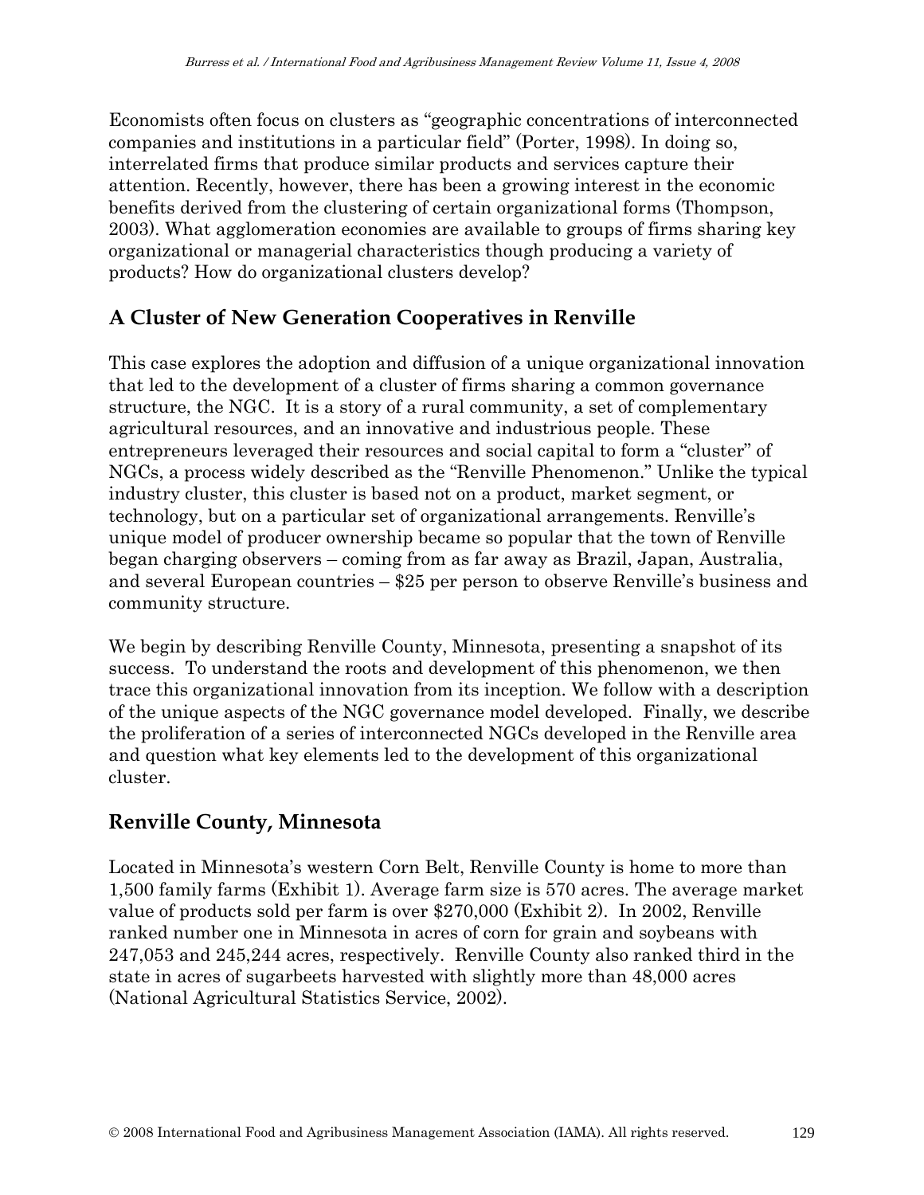Economists often focus on clusters as "geographic concentrations of interconnected companies and institutions in a particular field" (Porter, 1998). In doing so, interrelated firms that produce similar products and services capture their attention. Recently, however, there has been a growing interest in the economic benefits derived from the clustering of certain organizational forms (Thompson, 2003). What agglomeration economies are available to groups of firms sharing key organizational or managerial characteristics though producing a variety of products? How do organizational clusters develop?

## A Cluster of New Generation Cooperatives in Renville

This case explores the adoption and diffusion of a unique organizational innovation that led to the development of a cluster of firms sharing a common governance structure, the NGC. It is a story of a rural community, a set of complementary agricultural resources, and an innovative and industrious people. These entrepreneurs leveraged their resources and social capital to form a "cluster" of NGCs, a process widely described as the "Renville Phenomenon." Unlike the typical industry cluster, this cluster is based not on a product, market segment, or technology, but on a particular set of organizational arrangements. Renville's unique model of producer ownership became so popular that the town of Renville began charging observers – coming from as far away as Brazil, Japan, Australia, and several European countries – $25 per person to observe Renville's business and community structure.

We begin by describing Renville County, Minnesota, presenting a snapshot of its success. To understand the roots and development of this phenomenon, we then trace this organizational innovation from its inception. We follow with a description of the unique aspects of the NGC governance model developed. Finally, we describe the proliferation of a series of interconnected NGCs developed in the Renville area and question what key elements led to the development of this organizational cluster.

## Renville County, Minnesota

Located in Minnesota's western Corn Belt, Renville County is home to more than 1,500 family farms (Exhibit 1). Average farm size is 570 acres. The average market value of products sold per farm is over $270,000 (Exhibit 2). In 2002, Renville ranked number one in Minnesota in acres of corn for grain and soybeans with 247,053 and 245,244 acres, respectively. Renville County also ranked third in the state in acres of sugarbeets harvested with slightly more than 48,000 acres (National Agricultural Statistics Service, 2002).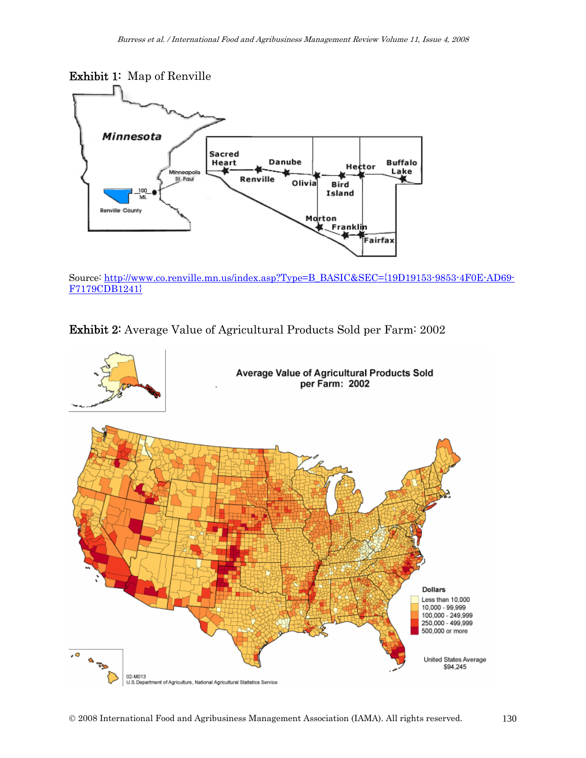**Exhibit 1:** Map of Renville

Source: [http://www.co.renville.mn.us/index.asp?Type=B_BASIC&SEC={19D19153-9853-4F0E-AD69-F7179CDB1241}](http://www.co.renville.mn.us/index.asp?Type=B_BASIC&SEC={19D19153-9853-4F0E-AD69-F7179CDB1241})

**Exhibit 2:** Average Value of Agricultural Products Sold per Farm: 2002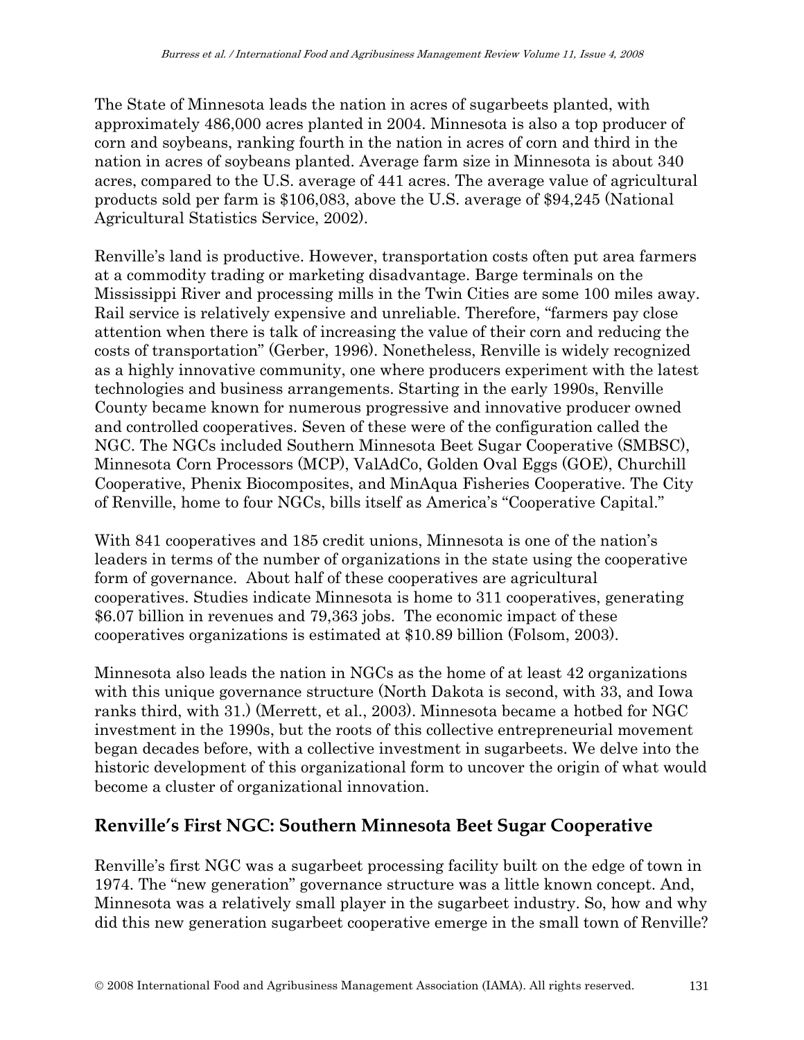The State of Minnesota leads the nation in acres of sugarbeets planted, with approximately 486,000 acres planted in 2004. Minnesota is also a top producer of corn and soybeans, ranking fourth in the nation in acres of corn and third in the nation in acres of soybeans planted. Average farm size in Minnesota is about 340 acres, compared to the U.S. average of 441 acres. The average value of agricultural products sold per farm is $106,083, above the U.S. average of $94,245 (National Agricultural Statistics Service, 2002).

Renville's land is productive. However, transportation costs often put area farmers at a commodity trading or marketing disadvantage. Barge terminals on the Mississippi River and processing mills in the Twin Cities are some 100 miles away. Rail service is relatively expensive and unreliable. Therefore, "farmers pay close attention when there is talk of increasing the value of their corn and reducing the costs of transportation" (Gerber, 1996). Nonetheless, Renville is widely recognized as a highly innovative community, one where producers experiment with the latest technologies and business arrangements. Starting in the early 1990s, Renville County became known for numerous progressive and innovative producer owned and controlled cooperatives. Seven of these were of the configuration called the NGC. The NGCs included Southern Minnesota Beet Sugar Cooperative (SMBSC), Minnesota Corn Processors (MCP), ValAdCo, Golden Oval Eggs (GOE), Churchill Cooperative, Phenix Biocomposites, and MinAqua Fisheries Cooperative. The City of Renville, home to four NGCs, bills itself as America's "Cooperative Capital."

With 841 cooperatives and 185 credit unions, Minnesota is one of the nation's leaders in terms of the number of organizations in the state using the cooperative form of governance. About half of these cooperatives are agricultural cooperatives. Studies indicate Minnesota is home to 311 cooperatives, generating $6.07 billion in revenues and 79,363 jobs. The economic impact of these cooperatives organizations is estimated at $10.89 billion (Folsom, 2003).

Minnesota also leads the nation in NGCs as the home of at least 42 organizations with this unique governance structure (North Dakota is second, with 33, and Iowa ranks third, with 31.) (Merrett, et al., 2003). Minnesota became a hotbed for NGC investment in the 1990s, but the roots of this collective entrepreneurial movement began decades before, with a collective investment in sugarbeets. We delve into the historic development of this organizational form to uncover the origin of what would become a cluster of organizational innovation.

## Renville's First NGC: Southern Minnesota Beet Sugar Cooperative

Renville's first NGC was a sugarbeet processing facility built on the edge of town in 1974. The "new generation" governance structure was a little known concept. And, Minnesota was a relatively small player in the sugarbeet industry. So, how and why did this new generation sugarbeet cooperative emerge in the small town of Renville?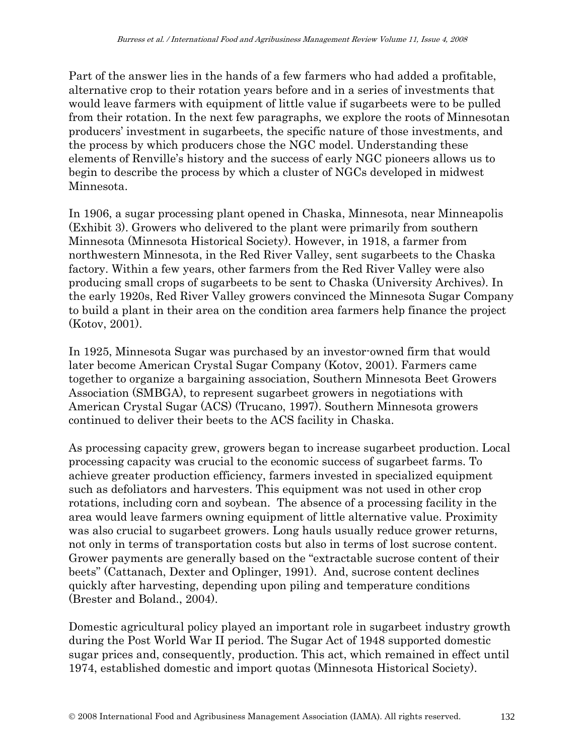Part of the answer lies in the hands of a few farmers who had added a profitable, alternative crop to their rotation years before and in a series of investments that would leave farmers with equipment of little value if sugarbeets were to be pulled from their rotation. In the next few paragraphs, we explore the roots of Minnesotan producers' investment in sugarbeets, the specific nature of those investments, and the process by which producers chose the NGC model. Understanding these elements of Renville's history and the success of early NGC pioneers allows us to begin to describe the process by which a cluster of NGCs developed in midwest Minnesota.

In 1906, a sugar processing plant opened in Chaska, Minnesota, near Minneapolis (Exhibit 3). Growers who delivered to the plant were primarily from southern Minnesota (Minnesota Historical Society). However, in 1918, a farmer from northwestern Minnesota, in the Red River Valley, sent sugarbeets to the Chaska factory. Within a few years, other farmers from the Red River Valley were also producing small crops of sugarbeets to be sent to Chaska (University Archives). In the early 1920s, Red River Valley growers convinced the Minnesota Sugar Company to build a plant in their area on the condition area farmers help finance the project (Kotov, 2001).

In 1925, Minnesota Sugar was purchased by an investor-owned firm that would later become American Crystal Sugar Company (Kotov, 2001). Farmers came together to organize a bargaining association, Southern Minnesota Beet Growers Association (SMBGA), to represent sugarbeet growers in negotiations with American Crystal Sugar (ACS) (Trucano, 1997). Southern Minnesota growers continued to deliver their beets to the ACS facility in Chaska.

As processing capacity grew, growers began to increase sugarbeet production. Local processing capacity was crucial to the economic success of sugarbeet farms. To achieve greater production efficiency, farmers invested in specialized equipment such as defoliators and harvesters. This equipment was not used in other crop rotations, including corn and soybean. The absence of a processing facility in the area would leave farmers owning equipment of little alternative value. Proximity was also crucial to sugarbeet growers. Long hauls usually reduce grower returns, not only in terms of transportation costs but also in terms of lost sucrose content. Grower payments are generally based on the "extractable sucrose content of their beets" (Cattanach, Dexter and Oplinger, 1991). And, sucrose content declines quickly after harvesting, depending upon piling and temperature conditions (Brester and Boland., 2004).

Domestic agricultural policy played an important role in sugarbeet industry growth during the Post World War II period. The Sugar Act of 1948 supported domestic sugar prices and, consequently, production. This act, which remained in effect until 1974, established domestic and import quotas (Minnesota Historical Society).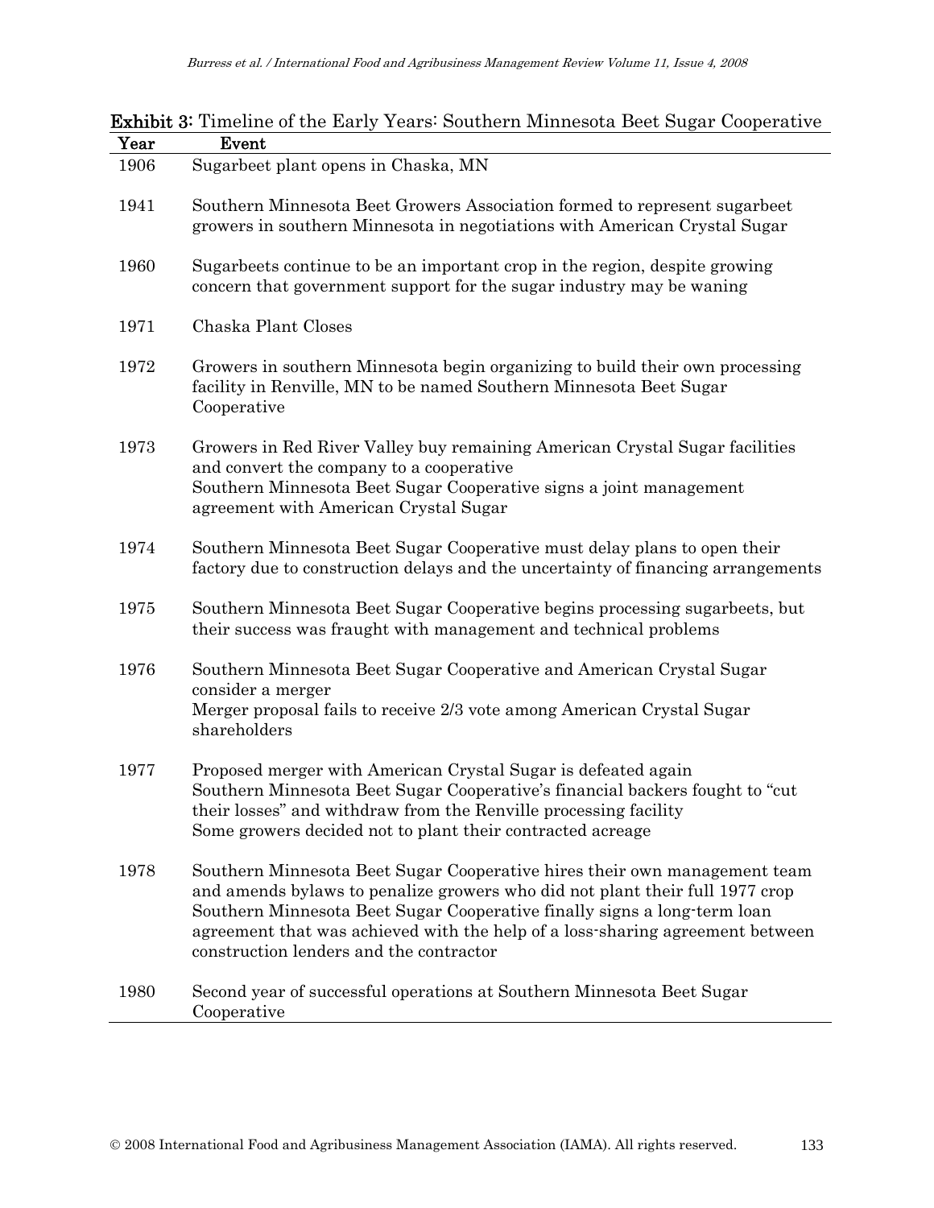**Exhibit 3:** Timeline of the Early Years: Southern Minnesota Beet Sugar Cooperative

| Year | Event |
| --- | --- |
| 1906 | Sugarbeet plant opens in Chaska, MN |
| 1941 | Southern Minnesota Beet Growers Association formed to represent sugarbeet growers in southern Minnesota in negotiations with American Crystal Sugar |
| 1960 | Sugarbeets continue to be an important crop in the region, despite growing concern that government support for the sugar industry may be waning |
| 1971 | Chaska Plant Closes |
| 1972 | Growers in southern Minnesota begin organizing to build their own processing facility in Renville, MN to be named Southern Minnesota Beet Sugar Cooperative |
| 1973 | Growers in Red River Valley buy remaining American Crystal Sugar facilities and convert the company to a cooperative<br>Southern Minnesota Beet Sugar Cooperative signs a joint management agreement with American Crystal Sugar |
| 1974 | Southern Minnesota Beet Sugar Cooperative must delay plans to open their factory due to construction delays and the uncertainty of financing arrangements |
| 1975 | Southern Minnesota Beet Sugar Cooperative begins processing sugarbeets, but their success was fraught with management and technical problems |
| 1976 | Southern Minnesota Beet Sugar Cooperative and American Crystal Sugar consider a merger<br>Merger proposal fails to receive 2/3 vote among American Crystal Sugar shareholders |
| 1977 | Proposed merger with American Crystal Sugar is defeated again<br>Southern Minnesota Beet Sugar Cooperative's financial backers fought to "cut their losses" and withdraw from the Renville processing facility<br>Some growers decided not to plant their contracted acreage |
| 1978 | Southern Minnesota Beet Sugar Cooperative hires their own management team and amends bylaws to penalize growers who did not plant their full 1977 crop<br>Southern Minnesota Beet Sugar Cooperative finally signs a long-term loan agreement that was achieved with the help of a loss-sharing agreement between construction lenders and the contractor |
| 1980 | Second year of successful operations at Southern Minnesota Beet Sugar Cooperative |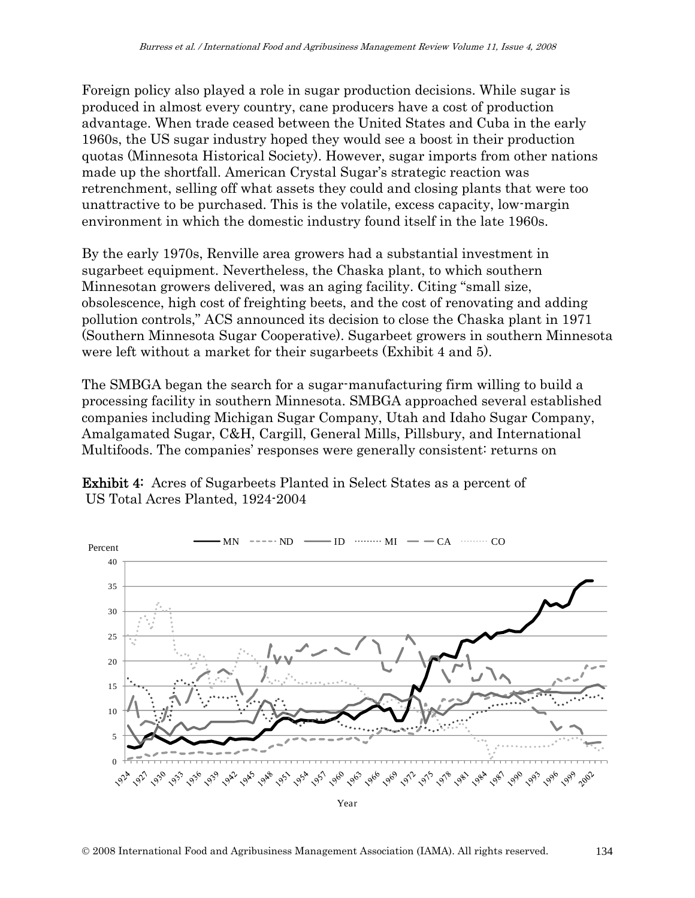Foreign policy also played a role in sugar production decisions. While sugar is produced in almost every country, cane producers have a cost of production advantage. When trade ceased between the United States and Cuba in the early 1960s, the US sugar industry hoped they would see a boost in their production quotas (Minnesota Historical Society). However, sugar imports from other nations made up the shortfall. American Crystal Sugar's strategic reaction was retrenchment, selling off what assets they could and closing plants that were too unattractive to be purchased. This is the volatile, excess capacity, low-margin environment in which the domestic industry found itself in the late 1960s.

By the early 1970s, Renville area growers had a substantial investment in sugarbeet equipment. Nevertheless, the Chaska plant, to which southern Minnesotan growers delivered, was an aging facility. Citing "small size, obsolescence, high cost of freighting beets, and the cost of renovating and adding pollution controls," ACS announced its decision to close the Chaska plant in 1971 (Southern Minnesota Sugar Cooperative). Sugarbeet growers in southern Minnesota were left without a market for their sugarbeets (Exhibit 4 and 5).

The SMBGA began the search for a sugar-manufacturing firm willing to build a processing facility in southern Minnesota. SMBGA approached several established companies including Michigan Sugar Company, Utah and Idaho Sugar Company, Amalgamated Sugar, C&H, Cargill, General Mills, Pillsbury, and International Multifoods. The companies' responses were generally consistent: returns on

**Exhibit 4:** Acres of Sugarbeets Planted in Select States as a percent of US Total Acres Planted, 1924-2004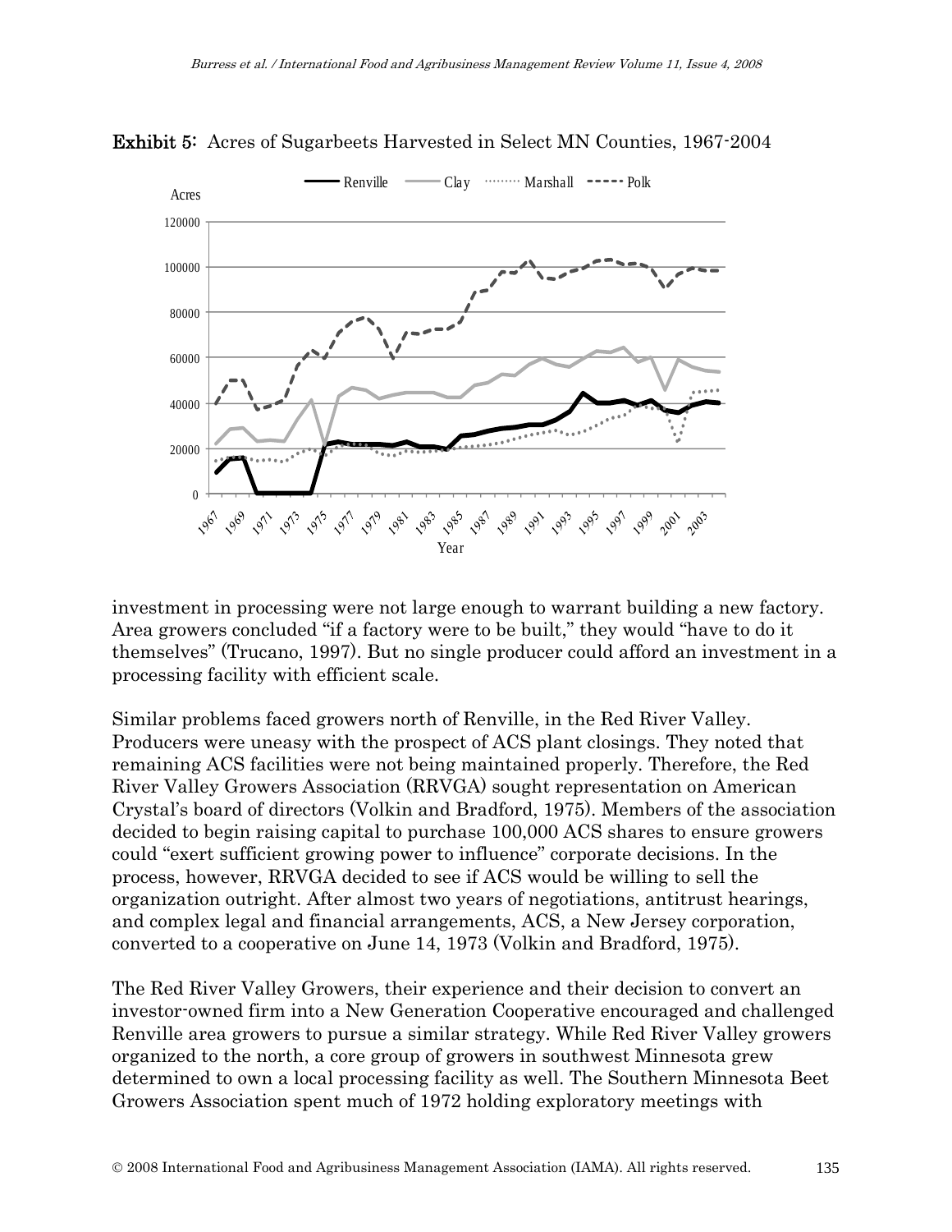**Exhibit 5:** Acres of Sugarbeets Harvested in Select MN Counties, 1967-2004

investment in processing were not large enough to warrant building a new factory. Area growers concluded "if a factory were to be built," they would "have to do it themselves" (Trucano, 1997). But no single producer could afford an investment in a processing facility with efficient scale.

Similar problems faced growers north of Renville, in the Red River Valley. Producers were uneasy with the prospect of ACS plant closings. They noted that remaining ACS facilities were not being maintained properly. Therefore, the Red River Valley Growers Association (RRVGA) sought representation on American Crystal's board of directors (Volkin and Bradford, 1975). Members of the association decided to begin raising capital to purchase 100,000 ACS shares to ensure growers could "exert sufficient growing power to influence" corporate decisions. In the process, however, RRVGA decided to see if ACS would be willing to sell the organization outright. After almost two years of negotiations, antitrust hearings, and complex legal and financial arrangements, ACS, a New Jersey corporation, converted to a cooperative on June 14, 1973 (Volkin and Bradford, 1975).

The Red River Valley Growers, their experience and their decision to convert an investor-owned firm into a New Generation Cooperative encouraged and challenged Renville area growers to pursue a similar strategy. While Red River Valley growers organized to the north, a core group of growers in southwest Minnesota grew determined to own a local processing facility as well. The Southern Minnesota Beet Growers Association spent much of 1972 holding exploratory meetings with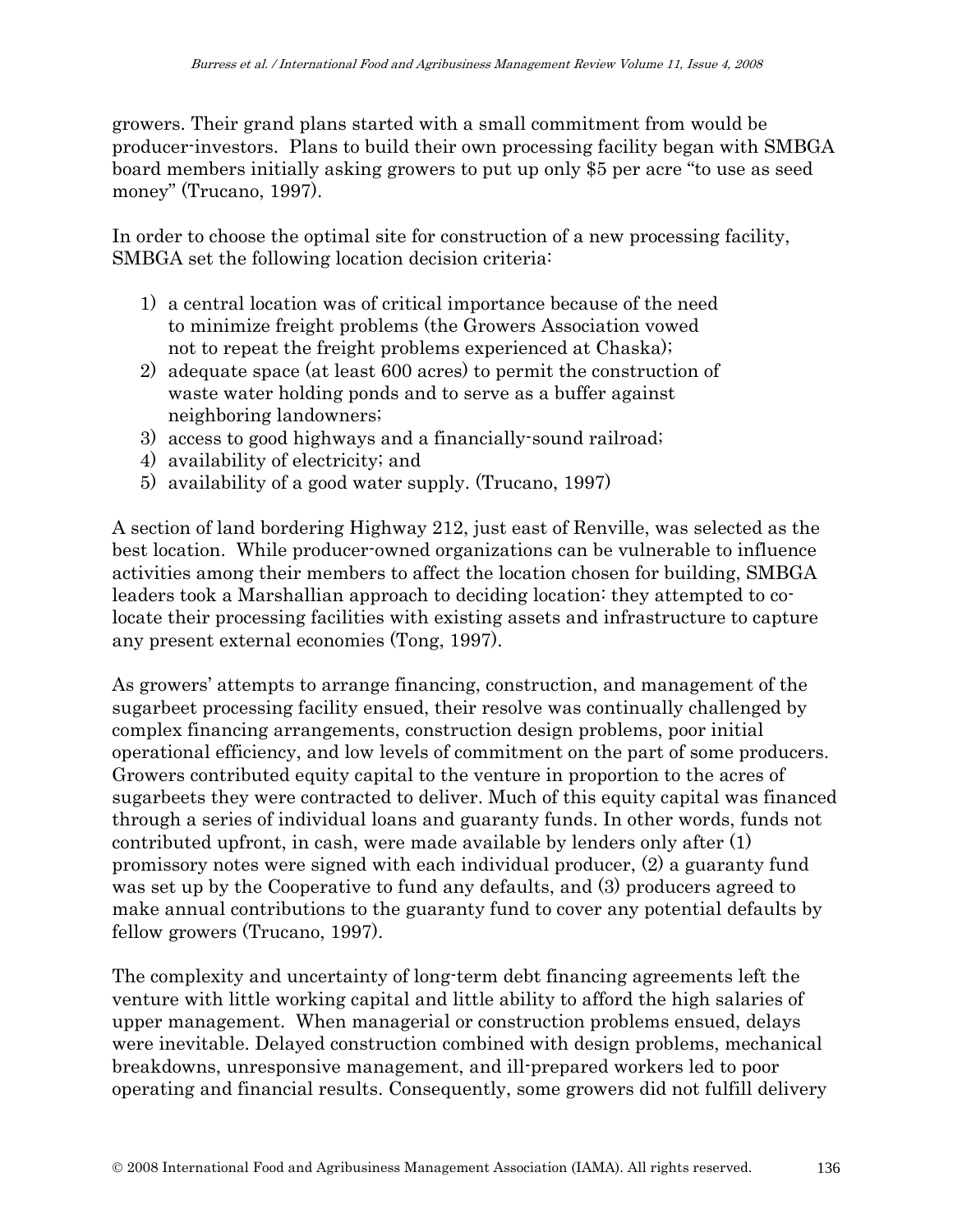growers. Their grand plans started with a small commitment from would be producer-investors. Plans to build their own processing facility began with SMBGA board members initially asking growers to put up only $5 per acre "to use as seed money" (Trucano, 1997).

In order to choose the optimal site for construction of a new processing facility, SMBGA set the following location decision criteria:

1) a central location was of critical importance because of the need to minimize freight problems (the Growers Association vowed not to repeat the freight problems experienced at Chaska);
2) adequate space (at least 600 acres) to permit the construction of waste water holding ponds and to serve as a buffer against neighboring landowners;
3) access to good highways and a financially-sound railroad;
4) availability of electricity; and
5) availability of a good water supply. (Trucano, 1997)

A section of land bordering Highway 212, just east of Renville, was selected as the best location. While producer-owned organizations can be vulnerable to influence activities among their members to affect the location chosen for building, SMBGA leaders took a Marshallian approach to deciding location: they attempted to co-locate their processing facilities with existing assets and infrastructure to capture any present external economies (Tong, 1997).

As growers' attempts to arrange financing, construction, and management of the sugarbeet processing facility ensued, their resolve was continually challenged by complex financing arrangements, construction design problems, poor initial operational efficiency, and low levels of commitment on the part of some producers. Growers contributed equity capital to the venture in proportion to the acres of sugarbeets they were contracted to deliver. Much of this equity capital was financed through a series of individual loans and guaranty funds. In other words, funds not contributed upfront, in cash, were made available by lenders only after (1) promissory notes were signed with each individual producer, (2) a guaranty fund was set up by the Cooperative to fund any defaults, and (3) producers agreed to make annual contributions to the guaranty fund to cover any potential defaults by fellow growers (Trucano, 1997).

The complexity and uncertainty of long-term debt financing agreements left the venture with little working capital and little ability to afford the high salaries of upper management. When managerial or construction problems ensued, delays were inevitable. Delayed construction combined with design problems, mechanical breakdowns, unresponsive management, and ill-prepared workers led to poor operating and financial results. Consequently, some growers did not fulfill delivery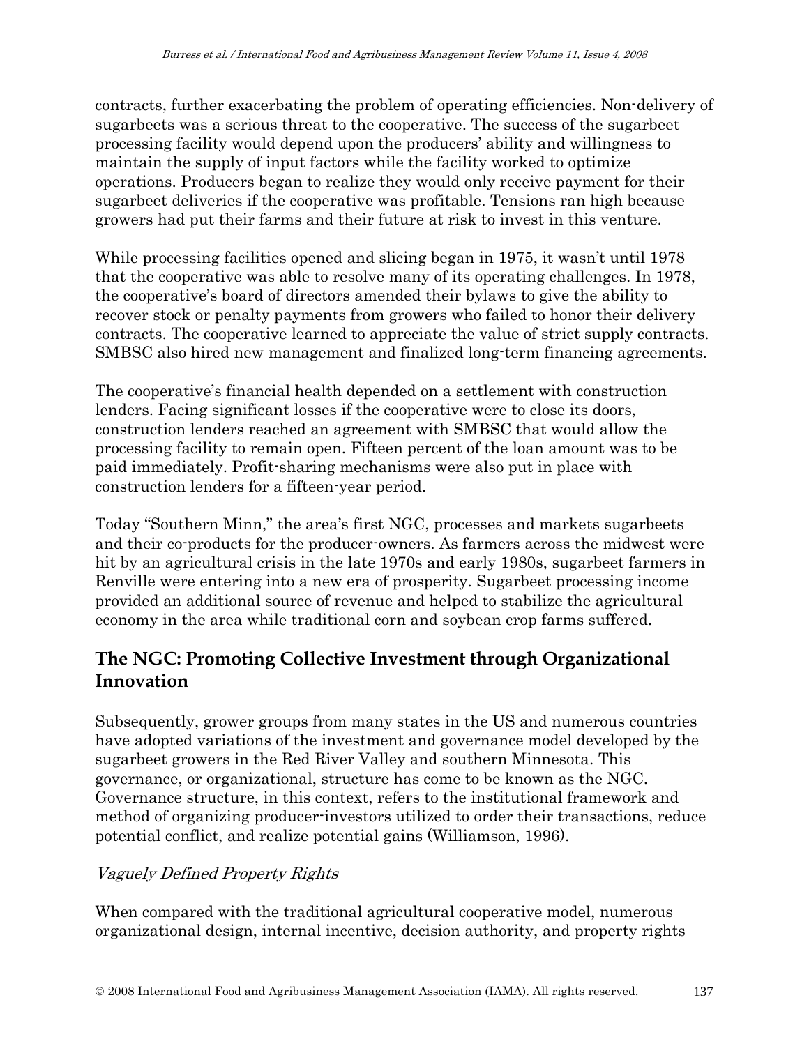contracts, further exacerbating the problem of operating efficiencies. Non-delivery of sugarbeets was a serious threat to the cooperative. The success of the sugarbeet processing facility would depend upon the producers' ability and willingness to maintain the supply of input factors while the facility worked to optimize operations. Producers began to realize they would only receive payment for their sugarbeet deliveries if the cooperative was profitable. Tensions ran high because growers had put their farms and their future at risk to invest in this venture.

While processing facilities opened and slicing began in 1975, it wasn't until 1978 that the cooperative was able to resolve many of its operating challenges. In 1978, the cooperative's board of directors amended their bylaws to give the ability to recover stock or penalty payments from growers who failed to honor their delivery contracts. The cooperative learned to appreciate the value of strict supply contracts. SMBSC also hired new management and finalized long-term financing agreements.

The cooperative's financial health depended on a settlement with construction lenders. Facing significant losses if the cooperative were to close its doors, construction lenders reached an agreement with SMBSC that would allow the processing facility to remain open. Fifteen percent of the loan amount was to be paid immediately. Profit-sharing mechanisms were also put in place with construction lenders for a fifteen-year period.

Today "Southern Minn," the area's first NGC, processes and markets sugarbeets and their co-products for the producer-owners. As farmers across the midwest were hit by an agricultural crisis in the late 1970s and early 1980s, sugarbeet farmers in Renville were entering into a new era of prosperity. Sugarbeet processing income provided an additional source of revenue and helped to stabilize the agricultural economy in the area while traditional corn and soybean crop farms suffered.

## The NGC: Promoting Collective Investment through Organizational Innovation

Subsequently, grower groups from many states in the US and numerous countries have adopted variations of the investment and governance model developed by the sugarbeet growers in the Red River Valley and southern Minnesota. This governance, or organizational, structure has come to be known as the NGC. Governance structure, in this context, refers to the institutional framework and method of organizing producer-investors utilized to order their transactions, reduce potential conflict, and realize potential gains (Williamson, 1996).

### *Vaguely Defined Property Rights*

When compared with the traditional agricultural cooperative model, numerous organizational design, internal incentive, decision authority, and property rights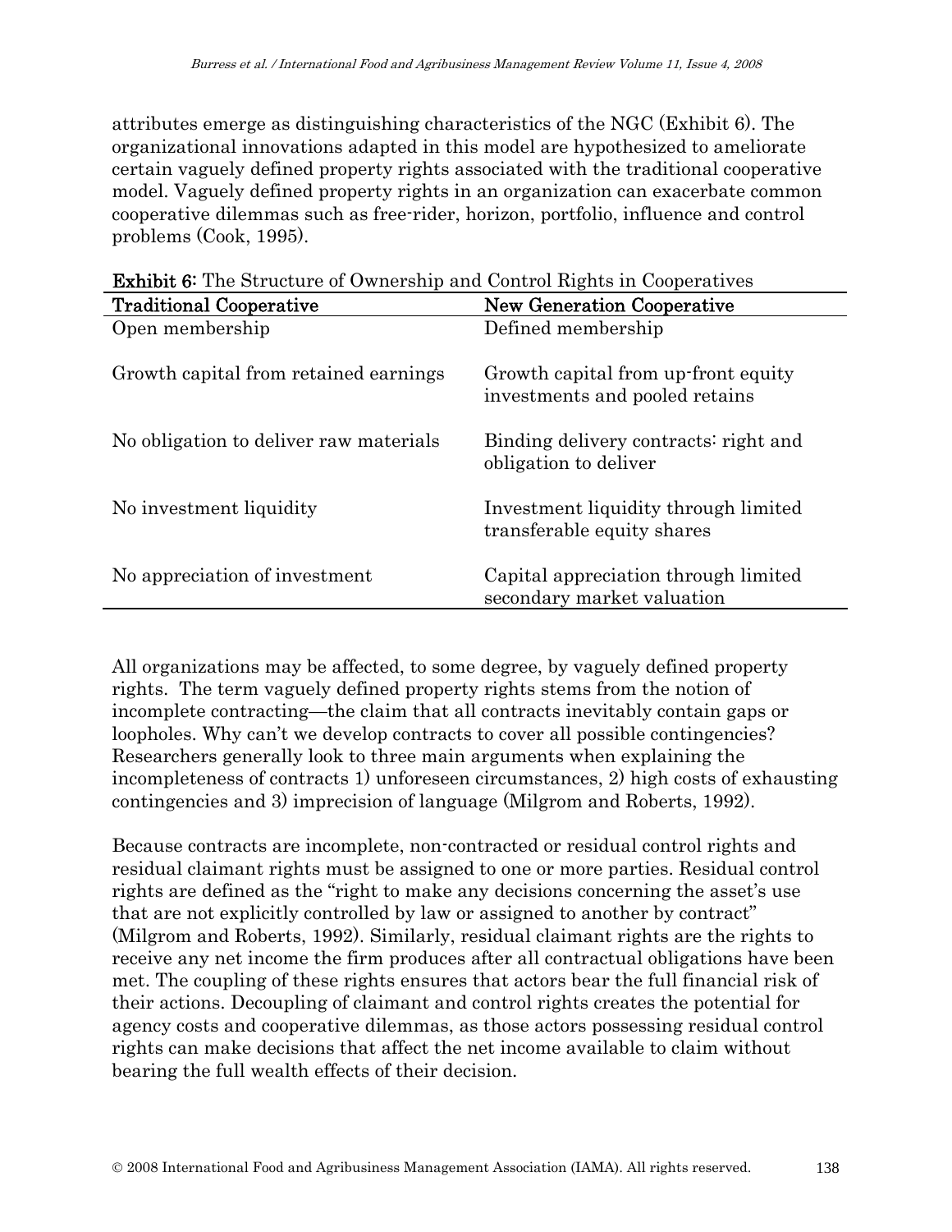attributes emerge as distinguishing characteristics of the NGC (Exhibit 6). The organizational innovations adapted in this model are hypothesized to ameliorate certain vaguely defined property rights associated with the traditional cooperative model. Vaguely defined property rights in an organization can exacerbate common cooperative dilemmas such as free-rider, horizon, portfolio, influence and control problems (Cook, 1995).

**Exhibit 6:** The Structure of Ownership and Control Rights in Cooperatives

| Traditional Cooperative | New Generation Cooperative |
| --- | --- |
| Open membership | Defined membership |
| Growth capital from retained earnings | Growth capital from up-front equity investments and pooled retains |
| No obligation to deliver raw materials | Binding delivery contracts: right and obligation to deliver |
| No investment liquidity | Investment liquidity through limited transferable equity shares |
| No appreciation of investment | Capital appreciation through limited secondary market valuation |

All organizations may be affected, to some degree, by vaguely defined property rights. The term vaguely defined property rights stems from the notion of incomplete contracting—the claim that all contracts inevitably contain gaps or loopholes. Why can't we develop contracts to cover all possible contingencies? Researchers generally look to three main arguments when explaining the incompleteness of contracts 1) unforeseen circumstances, 2) high costs of exhausting contingencies and 3) imprecision of language (Milgrom and Roberts, 1992).

Because contracts are incomplete, non-contracted or residual control rights and residual claimant rights must be assigned to one or more parties. Residual control rights are defined as the "right to make any decisions concerning the asset's use that are not explicitly controlled by law or assigned to another by contract" (Milgrom and Roberts, 1992). Similarly, residual claimant rights are the rights to receive any net income the firm produces after all contractual obligations have been met. The coupling of these rights ensures that actors bear the full financial risk of their actions. Decoupling of claimant and control rights creates the potential for agency costs and cooperative dilemmas, as those actors possessing residual control rights can make decisions that affect the net income available to claim without bearing the full wealth effects of their decision.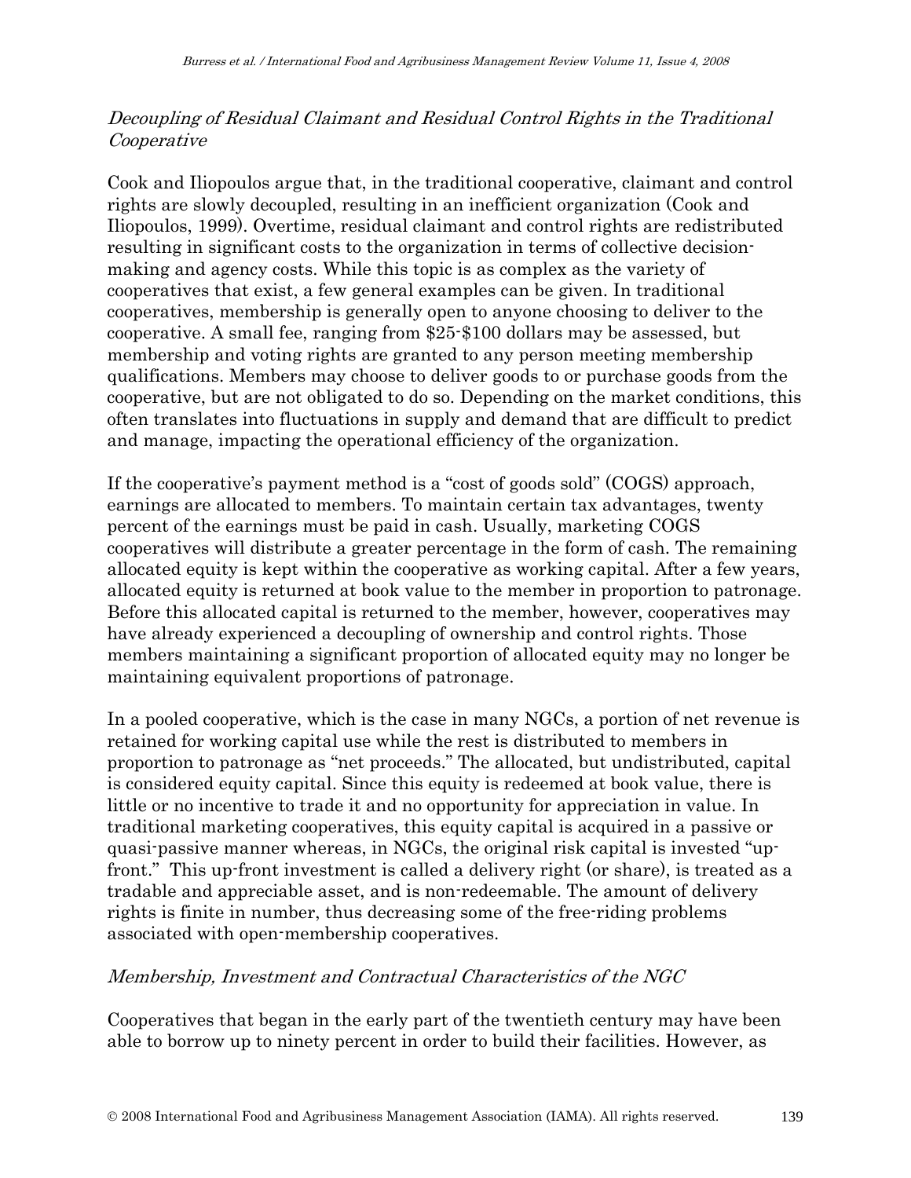### *Decoupling of Residual Claimant and Residual Control Rights in the Traditional Cooperative*

Cook and Iliopoulos argue that, in the traditional cooperative, claimant and control rights are slowly decoupled, resulting in an inefficient organization (Cook and Iliopoulos, 1999). Overtime, residual claimant and control rights are redistributed resulting in significant costs to the organization in terms of collective decision-making and agency costs. While this topic is as complex as the variety of cooperatives that exist, a few general examples can be given. In traditional cooperatives, membership is generally open to anyone choosing to deliver to the cooperative. A small fee, ranging from $25-$100 dollars may be assessed, but membership and voting rights are granted to any person meeting membership qualifications. Members may choose to deliver goods to or purchase goods from the cooperative, but are not obligated to do so. Depending on the market conditions, this often translates into fluctuations in supply and demand that are difficult to predict and manage, impacting the operational efficiency of the organization.

If the cooperative's payment method is a "cost of goods sold" (COGS) approach, earnings are allocated to members. To maintain certain tax advantages, twenty percent of the earnings must be paid in cash. Usually, marketing COGS cooperatives will distribute a greater percentage in the form of cash. The remaining allocated equity is kept within the cooperative as working capital. After a few years, allocated equity is returned at book value to the member in proportion to patronage. Before this allocated capital is returned to the member, however, cooperatives may have already experienced a decoupling of ownership and control rights. Those members maintaining a significant proportion of allocated equity may no longer be maintaining equivalent proportions of patronage.

In a pooled cooperative, which is the case in many NGCs, a portion of net revenue is retained for working capital use while the rest is distributed to members in proportion to patronage as "net proceeds." The allocated, but undistributed, capital is considered equity capital. Since this equity is redeemed at book value, there is little or no incentive to trade it and no opportunity for appreciation in value. In traditional marketing cooperatives, this equity capital is acquired in a passive or quasi-passive manner whereas, in NGCs, the original risk capital is invested "up-front." This up-front investment is called a delivery right (or share), is treated as a tradable and appreciable asset, and is non-redeemable. The amount of delivery rights is finite in number, thus decreasing some of the free-riding problems associated with open-membership cooperatives.

### *Membership, Investment and Contractual Characteristics of the NGC*

Cooperatives that began in the early part of the twentieth century may have been able to borrow up to ninety percent in order to build their facilities. However, as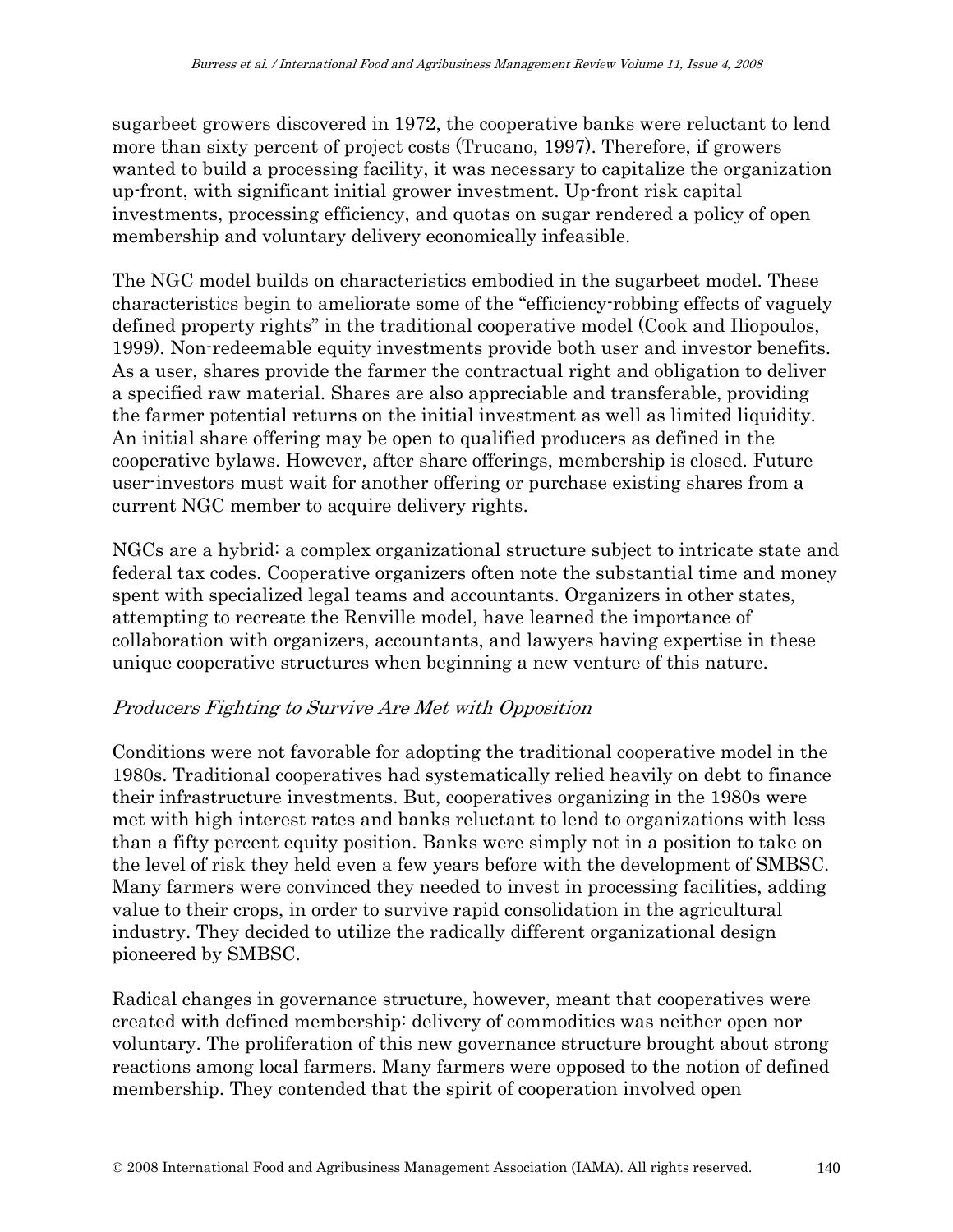sugarbeet growers discovered in 1972, the cooperative banks were reluctant to lend more than sixty percent of project costs (Trucano, 1997). Therefore, if growers wanted to build a processing facility, it was necessary to capitalize the organization up-front, with significant initial grower investment. Up-front risk capital investments, processing efficiency, and quotas on sugar rendered a policy of open membership and voluntary delivery economically infeasible.

The NGC model builds on characteristics embodied in the sugarbeet model. These characteristics begin to ameliorate some of the "efficiency-robbing effects of vaguely defined property rights" in the traditional cooperative model (Cook and Iliopoulos, 1999). Non-redeemable equity investments provide both user and investor benefits. As a user, shares provide the farmer the contractual right and obligation to deliver a specified raw material. Shares are also appreciable and transferable, providing the farmer potential returns on the initial investment as well as limited liquidity. An initial share offering may be open to qualified producers as defined in the cooperative bylaws. However, after share offerings, membership is closed. Future user-investors must wait for another offering or purchase existing shares from a current NGC member to acquire delivery rights.

NGCs are a hybrid: a complex organizational structure subject to intricate state and federal tax codes. Cooperative organizers often note the substantial time and money spent with specialized legal teams and accountants. Organizers in other states, attempting to recreate the Renville model, have learned the importance of collaboration with organizers, accountants, and lawyers having expertise in these unique cooperative structures when beginning a new venture of this nature.

### *Producers Fighting to Survive Are Met with Opposition*

Conditions were not favorable for adopting the traditional cooperative model in the 1980s. Traditional cooperatives had systematically relied heavily on debt to finance their infrastructure investments. But, cooperatives organizing in the 1980s were met with high interest rates and banks reluctant to lend to organizations with less than a fifty percent equity position. Banks were simply not in a position to take on the level of risk they held even a few years before with the development of SMBSC. Many farmers were convinced they needed to invest in processing facilities, adding value to their crops, in order to survive rapid consolidation in the agricultural industry. They decided to utilize the radically different organizational design pioneered by SMBSC.

Radical changes in governance structure, however, meant that cooperatives were created with defined membership: delivery of commodities was neither open nor voluntary. The proliferation of this new governance structure brought about strong reactions among local farmers. Many farmers were opposed to the notion of defined membership. They contended that the spirit of cooperation involved open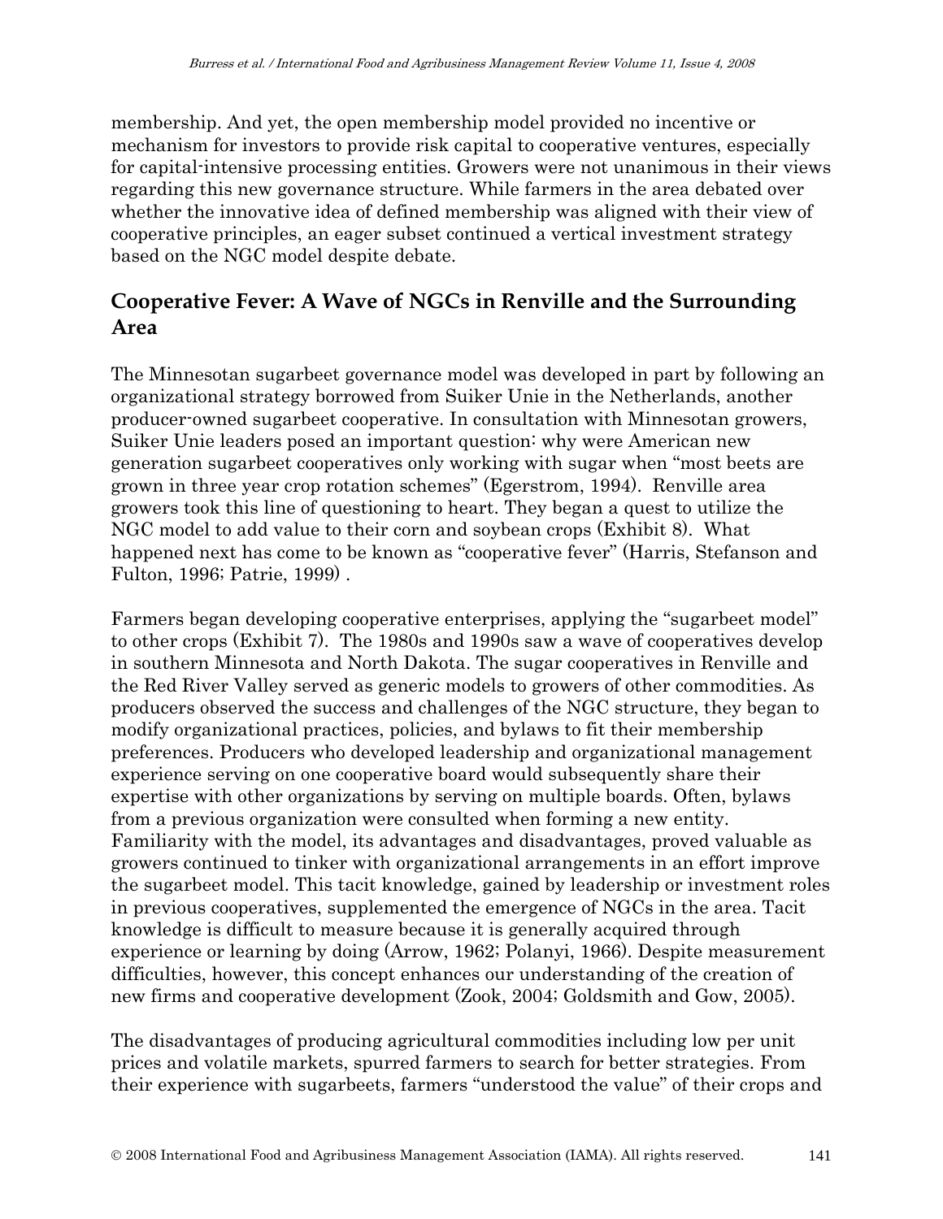membership. And yet, the open membership model provided no incentive or mechanism for investors to provide risk capital to cooperative ventures, especially for capital-intensive processing entities. Growers were not unanimous in their views regarding this new governance structure. While farmers in the area debated over whether the innovative idea of defined membership was aligned with their view of cooperative principles, an eager subset continued a vertical investment strategy based on the NGC model despite debate.

## Cooperative Fever: A Wave of NGCs in Renville and the Surrounding Area

The Minnesotan sugarbeet governance model was developed in part by following an organizational strategy borrowed from Suiker Unie in the Netherlands, another producer-owned sugarbeet cooperative. In consultation with Minnesotan growers, Suiker Unie leaders posed an important question: why were American new generation sugarbeet cooperatives only working with sugar when "most beets are grown in three year crop rotation schemes" (Egerstrom, 1994). Renville area growers took this line of questioning to heart. They began a quest to utilize the NGC model to add value to their corn and soybean crops (Exhibit 8). What happened next has come to be known as "cooperative fever" (Harris, Stefanson and Fulton, 1996; Patrie, 1999) .

Farmers began developing cooperative enterprises, applying the "sugarbeet model" to other crops (Exhibit 7). The 1980s and 1990s saw a wave of cooperatives develop in southern Minnesota and North Dakota. The sugar cooperatives in Renville and the Red River Valley served as generic models to growers of other commodities. As producers observed the success and challenges of the NGC structure, they began to modify organizational practices, policies, and bylaws to fit their membership preferences. Producers who developed leadership and organizational management experience serving on one cooperative board would subsequently share their expertise with other organizations by serving on multiple boards. Often, bylaws from a previous organization were consulted when forming a new entity. Familiarity with the model, its advantages and disadvantages, proved valuable as growers continued to tinker with organizational arrangements in an effort improve the sugarbeet model. This tacit knowledge, gained by leadership or investment roles in previous cooperatives, supplemented the emergence of NGCs in the area. Tacit knowledge is difficult to measure because it is generally acquired through experience or learning by doing (Arrow, 1962; Polanyi, 1966). Despite measurement difficulties, however, this concept enhances our understanding of the creation of new firms and cooperative development (Zook, 2004; Goldsmith and Gow, 2005).

The disadvantages of producing agricultural commodities including low per unit prices and volatile markets, spurred farmers to search for better strategies. From their experience with sugarbeets, farmers "understood the value" of their crops and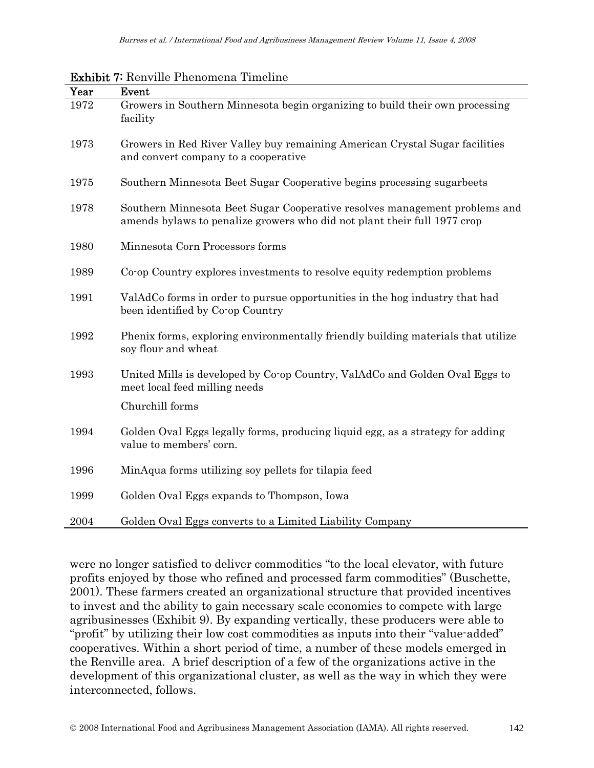**Exhibit 7:** Renville Phenomena Timeline

| Year | Event |
|---|---|
| 1972 | Growers in Southern Minnesota begin organizing to build their own processing facility |
| 1973 | Growers in Red River Valley buy remaining American Crystal Sugar facilities and convert company to a cooperative |
| 1975 | Southern Minnesota Beet Sugar Cooperative begins processing sugarbeets |
| 1978 | Southern Minnesota Beet Sugar Cooperative resolves management problems and amends bylaws to penalize growers who did not plant their full 1977 crop |
| 1980 | Minnesota Corn Processors forms |
| 1989 | Co-op Country explores investments to resolve equity redemption problems |
| 1991 | ValAdCo forms in order to pursue opportunities in the hog industry that had been identified by Co-op Country |
| 1992 | Phenix forms, exploring environmentally friendly building materials that utilize soy flour and wheat |
| 1993 | United Mills is developed by Co-op Country, ValAdCo and Golden Oval Eggs to meet local feed milling needs<br>Churchill forms |
| 1994 | Golden Oval Eggs legally forms, producing liquid egg, as a strategy for adding value to members' corn. |
| 1996 | MinAqua forms utilizing soy pellets for tilapia feed |
| 1999 | Golden Oval Eggs expands to Thompson, Iowa |
| 2004 | Golden Oval Eggs converts to a Limited Liability Company |

were no longer satisfied to deliver commodities "to the local elevator, with future profits enjoyed by those who refined and processed farm commodities" (Buschette, 2001). These farmers created an organizational structure that provided incentives to invest and the ability to gain necessary scale economies to compete with large agribusinesses (Exhibit 9). By expanding vertically, these producers were able to "profit" by utilizing their low cost commodities as inputs into their "value-added" cooperatives. Within a short period of time, a number of these models emerged in the Renville area. A brief description of a few of the organizations active in the development of this organizational cluster, as well as the way in which they were interconnected, follows.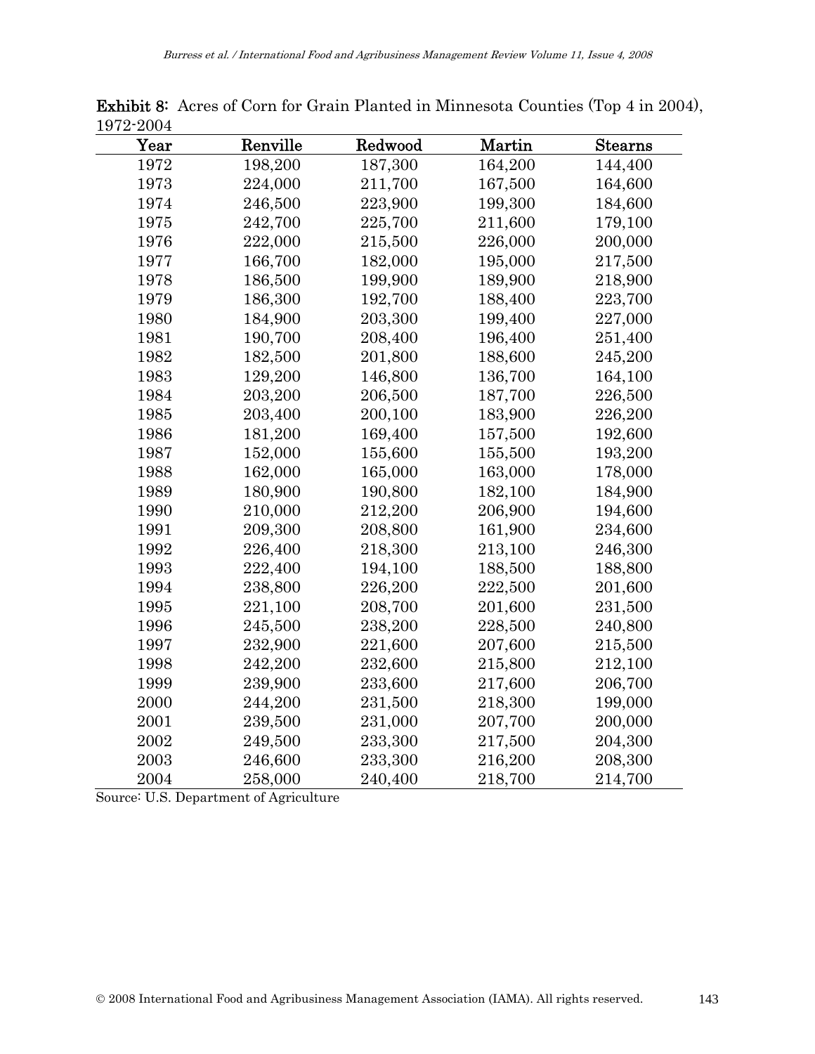**Exhibit 8:** Acres of Corn for Grain Planted in Minnesota Counties (Top 4 in 2004), 1972-2004

| Year | Renville | Redwood | Martin | Stearns |
|---|---|---|---|---|
| 1972 | 198,200 | 187,300 | 164,200 | 144,400 |
| 1973 | 224,000 | 211,700 | 167,500 | 164,600 |
| 1974 | 246,500 | 223,900 | 199,300 | 184,600 |
| 1975 | 242,700 | 225,700 | 211,600 | 179,100 |
| 1976 | 222,000 | 215,500 | 226,000 | 200,000 |
| 1977 | 166,700 | 182,000 | 195,000 | 217,500 |
| 1978 | 186,500 | 199,900 | 189,900 | 218,900 |
| 1979 | 186,300 | 192,700 | 188,400 | 223,700 |
| 1980 | 184,900 | 203,300 | 199,400 | 227,000 |
| 1981 | 190,700 | 208,400 | 196,400 | 251,400 |
| 1982 | 182,500 | 201,800 | 188,600 | 245,200 |
| 1983 | 129,200 | 146,800 | 136,700 | 164,100 |
| 1984 | 203,200 | 206,500 | 187,700 | 226,500 |
| 1985 | 203,400 | 200,100 | 183,900 | 226,200 |
| 1986 | 181,200 | 169,400 | 157,500 | 192,600 |
| 1987 | 152,000 | 155,600 | 155,500 | 193,200 |
| 1988 | 162,000 | 165,000 | 163,000 | 178,000 |
| 1989 | 180,900 | 190,800 | 182,100 | 184,900 |
| 1990 | 210,000 | 212,200 | 206,900 | 194,600 |
| 1991 | 209,300 | 208,800 | 161,900 | 234,600 |
| 1992 | 226,400 | 218,300 | 213,100 | 246,300 |
| 1993 | 222,400 | 194,100 | 188,500 | 188,800 |
| 1994 | 238,800 | 226,200 | 222,500 | 201,600 |
| 1995 | 221,100 | 208,700 | 201,600 | 231,500 |
| 1996 | 245,500 | 238,200 | 228,500 | 240,800 |
| 1997 | 232,900 | 221,600 | 207,600 | 215,500 |
| 1998 | 242,200 | 232,600 | 215,800 | 212,100 |
| 1999 | 239,900 | 233,600 | 217,600 | 206,700 |
| 2000 | 244,200 | 231,500 | 218,300 | 199,000 |
| 2001 | 239,500 | 231,000 | 207,700 | 200,000 |
| 2002 | 249,500 | 233,300 | 217,500 | 204,300 |
| 2003 | 246,600 | 233,300 | 216,200 | 208,300 |
| 2004 | 258,000 | 240,400 | 218,700 | 214,700 |

Source: U.S. Department of Agriculture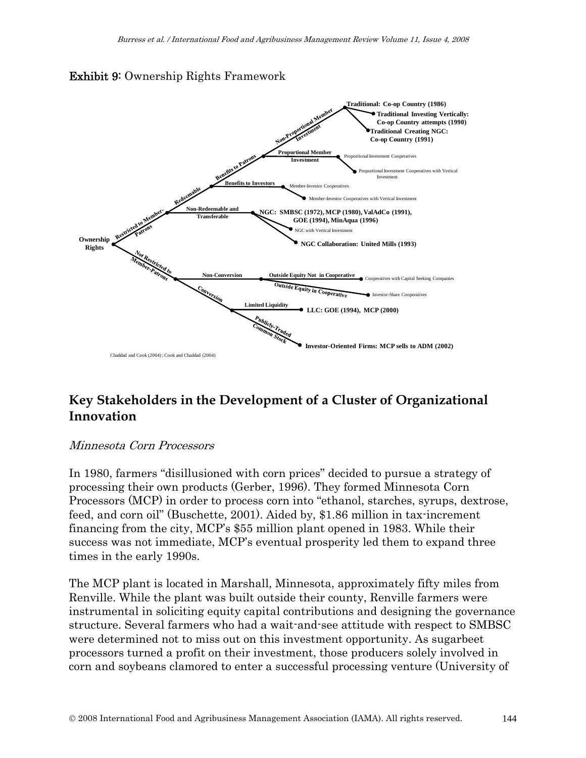**Exhibit 9:** Ownership Rights Framework

- Ownership Rights
  - Restricted to Member-Patrons
    - Redeemable
      - Benefits to Patrons
        - Non-Proportional Member Investment
          - **Traditional: Co-op Country (1986)**
            - **Traditional Investing Vertically: Co-op Country attempts (1990)**
            - **Traditional Creating NGC: Co-op Country (1991)**
        - Proportional Member Investment
          - Proportional Investment Cooperatives
          - Proportional Investment Cooperatives with Vertical Investment
      - Benefits to Investors
        - Member-Investor Cooperatives
        - Member-Investor Cooperatives with Vertical Investment
    - Non-Redeemable and Transferable
      - **NGC: SMBSC (1972), MCP (1980), ValAdCo (1991), GOE (1994), MinAqua (1996)**
      - NGC with Vertical Investment
      - **NGC Collaboration: United Mills (1993)**
  - Not Restricted to Member-Patrons
    - Non-Conversion
      - Outside Equity Not in Cooperative
        - Cooperatives with Capital Seeking Companies
      - Outside Equity in Cooperative
        - Investor-Share Cooperatives
    - Conversion
      - Limited Liquidity
        - **LLC: GOE (1994), MCP (2000)**
      - Publicly-Traded Common Stock
        - **Investor-Oriented Firms: MCP sells to ADM (2002)**

Chaddad and Cook (2004); Cook and Chaddad (2004)

## Key Stakeholders in the Development of a Cluster of Organizational Innovation

### *Minnesota Corn Processors*

In 1980, farmers "disillusioned with corn prices" decided to pursue a strategy of processing their own products (Gerber, 1996). They formed Minnesota Corn Processors (MCP) in order to process corn into "ethanol, starches, syrups, dextrose, feed, and corn oil" (Buschette, 2001). Aided by, $1.86 million in tax-increment financing from the city, MCP's $55 million plant opened in 1983. While their success was not immediate, MCP's eventual prosperity led them to expand three times in the early 1990s.

The MCP plant is located in Marshall, Minnesota, approximately fifty miles from Renville. While the plant was built outside their county, Renville farmers were instrumental in soliciting equity capital contributions and designing the governance structure. Several farmers who had a wait-and-see attitude with respect to SMBSC were determined not to miss out on this investment opportunity. As sugarbeet processors turned a profit on their investment, those producers solely involved in corn and soybeans clamored to enter a successful processing venture (University of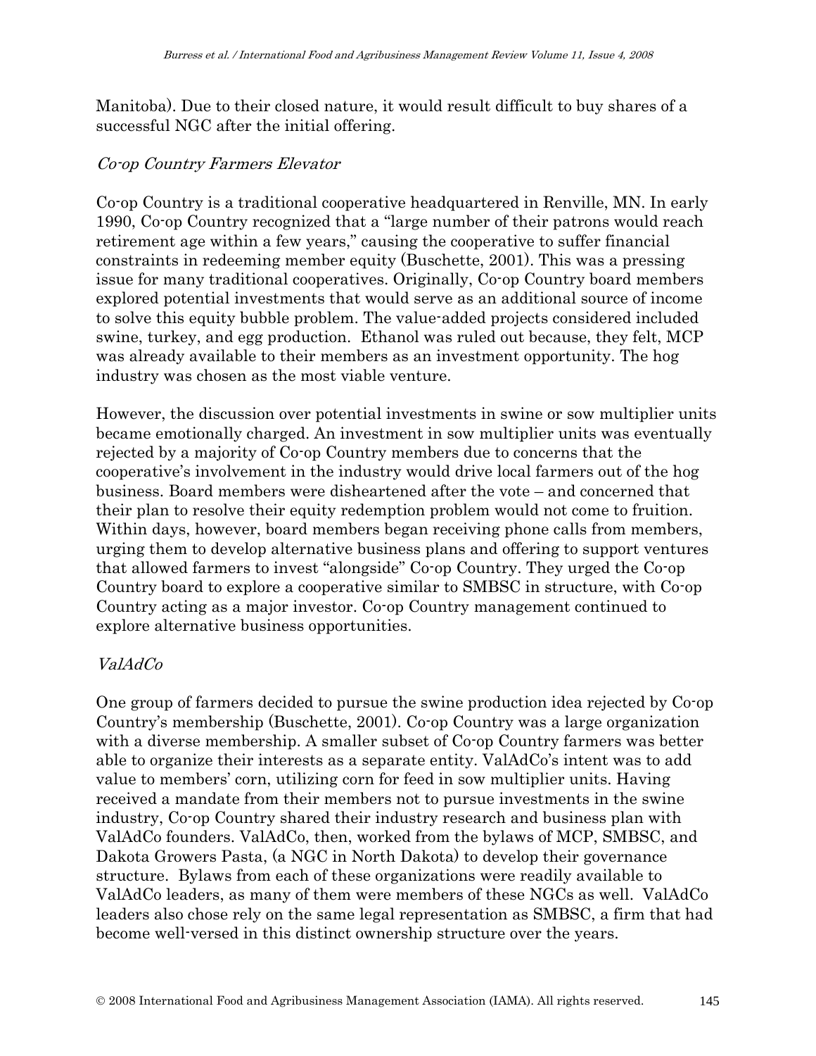Manitoba). Due to their closed nature, it would result difficult to buy shares of a successful NGC after the initial offering.

### *Co-op Country Farmers Elevator*

Co-op Country is a traditional cooperative headquartered in Renville, MN. In early 1990, Co-op Country recognized that a "large number of their patrons would reach retirement age within a few years," causing the cooperative to suffer financial constraints in redeeming member equity (Buschette, 2001). This was a pressing issue for many traditional cooperatives. Originally, Co-op Country board members explored potential investments that would serve as an additional source of income to solve this equity bubble problem. The value-added projects considered included swine, turkey, and egg production. Ethanol was ruled out because, they felt, MCP was already available to their members as an investment opportunity. The hog industry was chosen as the most viable venture.

However, the discussion over potential investments in swine or sow multiplier units became emotionally charged. An investment in sow multiplier units was eventually rejected by a majority of Co-op Country members due to concerns that the cooperative's involvement in the industry would drive local farmers out of the hog business. Board members were disheartened after the vote – and concerned that their plan to resolve their equity redemption problem would not come to fruition. Within days, however, board members began receiving phone calls from members, urging them to develop alternative business plans and offering to support ventures that allowed farmers to invest "alongside" Co-op Country. They urged the Co-op Country board to explore a cooperative similar to SMBSC in structure, with Co-op Country acting as a major investor. Co-op Country management continued to explore alternative business opportunities.

### *ValAdCo*

One group of farmers decided to pursue the swine production idea rejected by Co-op Country's membership (Buschette, 2001). Co-op Country was a large organization with a diverse membership. A smaller subset of Co-op Country farmers was better able to organize their interests as a separate entity. ValAdCo's intent was to add value to members' corn, utilizing corn for feed in sow multiplier units. Having received a mandate from their members not to pursue investments in the swine industry, Co-op Country shared their industry research and business plan with ValAdCo founders. ValAdCo, then, worked from the bylaws of MCP, SMBSC, and Dakota Growers Pasta, (a NGC in North Dakota) to develop their governance structure. Bylaws from each of these organizations were readily available to ValAdCo leaders, as many of them were members of these NGCs as well. ValAdCo leaders also chose rely on the same legal representation as SMBSC, a firm that had become well-versed in this distinct ownership structure over the years.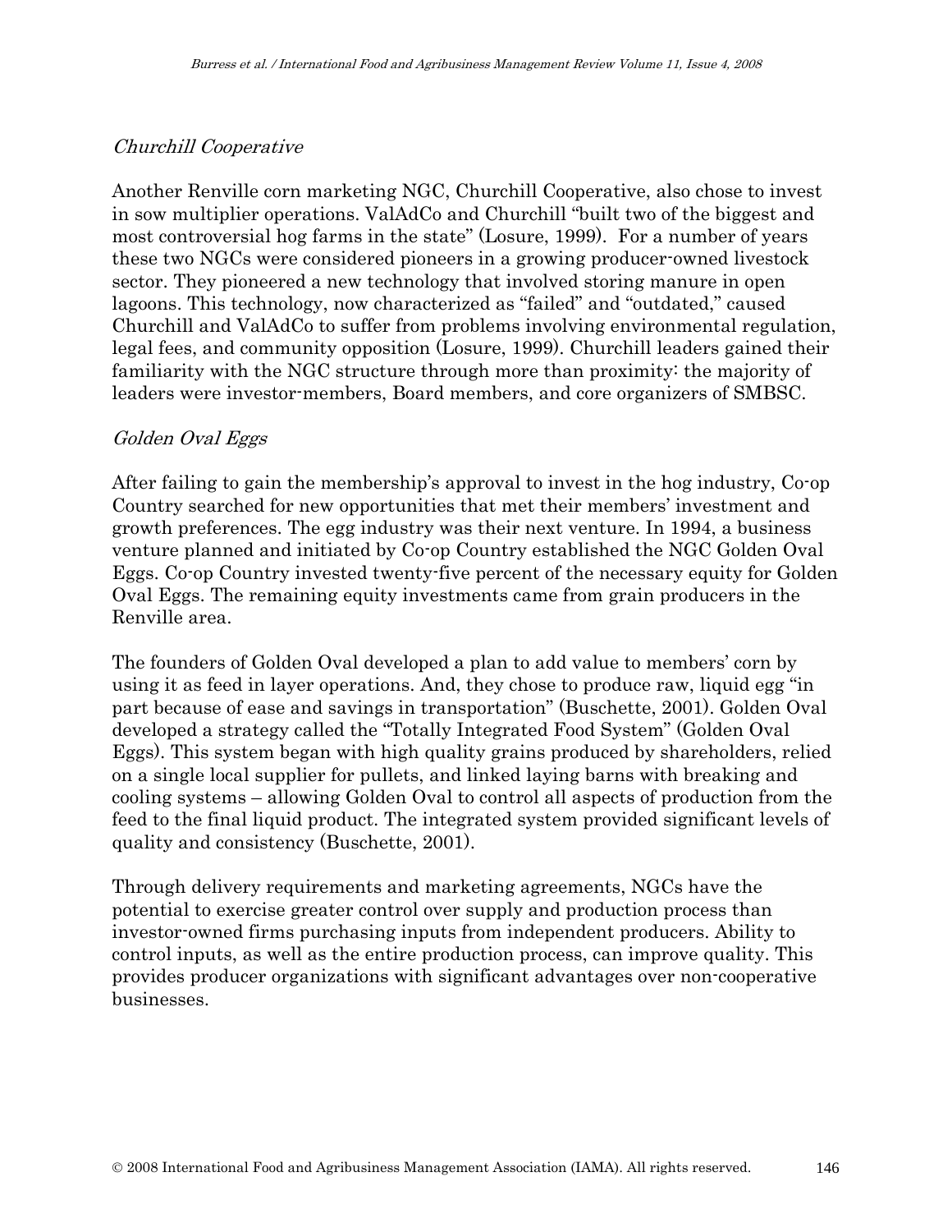*Churchill Cooperative*

Another Renville corn marketing NGC, Churchill Cooperative, also chose to invest in sow multiplier operations. ValAdCo and Churchill "built two of the biggest and most controversial hog farms in the state" (Losure, 1999). For a number of years these two NGCs were considered pioneers in a growing producer-owned livestock sector. They pioneered a new technology that involved storing manure in open lagoons. This technology, now characterized as "failed" and "outdated," caused Churchill and ValAdCo to suffer from problems involving environmental regulation, legal fees, and community opposition (Losure, 1999). Churchill leaders gained their familiarity with the NGC structure through more than proximity: the majority of leaders were investor-members, Board members, and core organizers of SMBSC.

*Golden Oval Eggs*

After failing to gain the membership's approval to invest in the hog industry, Co-op Country searched for new opportunities that met their members' investment and growth preferences. The egg industry was their next venture. In 1994, a business venture planned and initiated by Co-op Country established the NGC Golden Oval Eggs. Co-op Country invested twenty-five percent of the necessary equity for Golden Oval Eggs. The remaining equity investments came from grain producers in the Renville area.

The founders of Golden Oval developed a plan to add value to members' corn by using it as feed in layer operations. And, they chose to produce raw, liquid egg "in part because of ease and savings in transportation" (Buschette, 2001). Golden Oval developed a strategy called the "Totally Integrated Food System" (Golden Oval Eggs). This system began with high quality grains produced by shareholders, relied on a single local supplier for pullets, and linked laying barns with breaking and cooling systems – allowing Golden Oval to control all aspects of production from the feed to the final liquid product. The integrated system provided significant levels of quality and consistency (Buschette, 2001).

Through delivery requirements and marketing agreements, NGCs have the potential to exercise greater control over supply and production process than investor-owned firms purchasing inputs from independent producers. Ability to control inputs, as well as the entire production process, can improve quality. This provides producer organizations with significant advantages over non-cooperative businesses.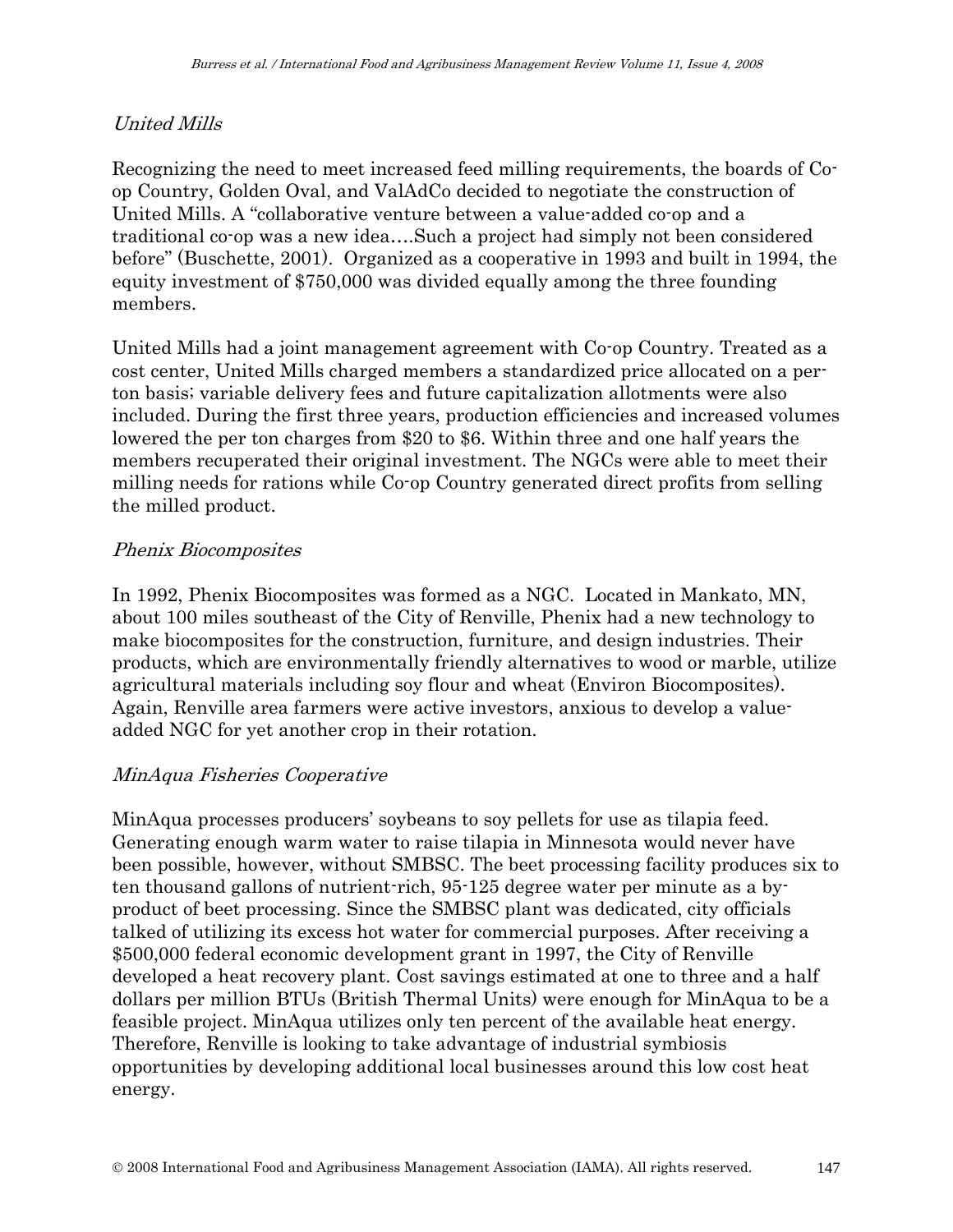*United Mills*

Recognizing the need to meet increased feed milling requirements, the boards of Co-op Country, Golden Oval, and ValAdCo decided to negotiate the construction of United Mills. A "collaborative venture between a value-added co-op and a traditional co-op was a new idea….Such a project had simply not been considered before" (Buschette, 2001). Organized as a cooperative in 1993 and built in 1994, the equity investment of $750,000 was divided equally among the three founding members.

United Mills had a joint management agreement with Co-op Country. Treated as a cost center, United Mills charged members a standardized price allocated on a per-ton basis; variable delivery fees and future capitalization allotments were also included. During the first three years, production efficiencies and increased volumes lowered the per ton charges from $20 to $6. Within three and one half years the members recuperated their original investment. The NGCs were able to meet their milling needs for rations while Co-op Country generated direct profits from selling the milled product.

*Phenix Biocomposites*

In 1992, Phenix Biocomposites was formed as a NGC. Located in Mankato, MN, about 100 miles southeast of the City of Renville, Phenix had a new technology to make biocomposites for the construction, furniture, and design industries. Their products, which are environmentally friendly alternatives to wood or marble, utilize agricultural materials including soy flour and wheat (Environ Biocomposites). Again, Renville area farmers were active investors, anxious to develop a value-added NGC for yet another crop in their rotation.

*MinAqua Fisheries Cooperative*

MinAqua processes producers' soybeans to soy pellets for use as tilapia feed. Generating enough warm water to raise tilapia in Minnesota would never have been possible, however, without SMBSC. The beet processing facility produces six to ten thousand gallons of nutrient-rich, 95-125 degree water per minute as a by-product of beet processing. Since the SMBSC plant was dedicated, city officials talked of utilizing its excess hot water for commercial purposes. After receiving a $500,000 federal economic development grant in 1997, the City of Renville developed a heat recovery plant. Cost savings estimated at one to three and a half dollars per million BTUs (British Thermal Units) were enough for MinAqua to be a feasible project. MinAqua utilizes only ten percent of the available heat energy. Therefore, Renville is looking to take advantage of industrial symbiosis opportunities by developing additional local businesses around this low cost heat energy.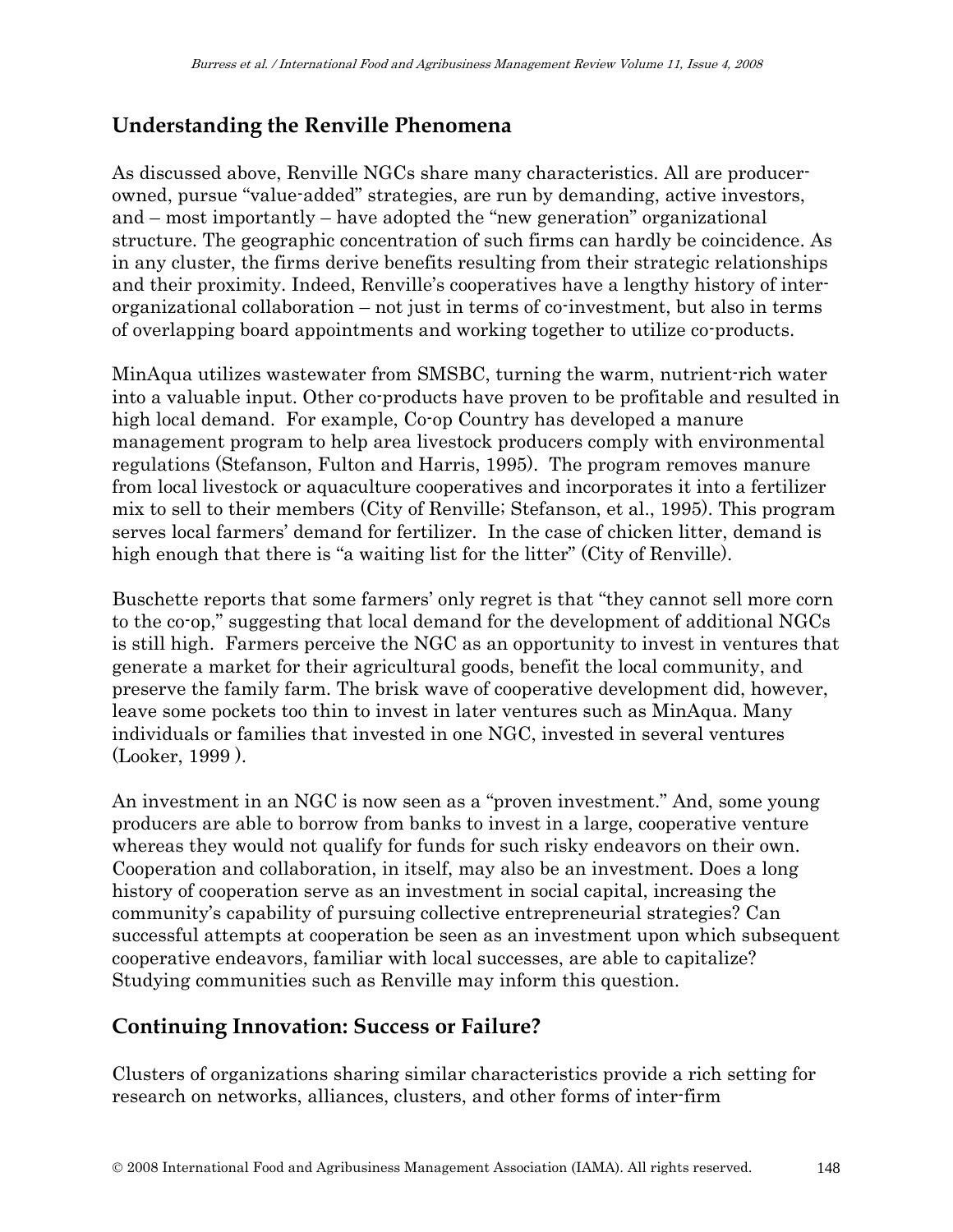## Understanding the Renville Phenomena

As discussed above, Renville NGCs share many characteristics. All are producer-owned, pursue "value-added" strategies, are run by demanding, active investors, and – most importantly – have adopted the "new generation" organizational structure. The geographic concentration of such firms can hardly be coincidence. As in any cluster, the firms derive benefits resulting from their strategic relationships and their proximity. Indeed, Renville's cooperatives have a lengthy history of inter-organizational collaboration – not just in terms of co-investment, but also in terms of overlapping board appointments and working together to utilize co-products.

MinAqua utilizes wastewater from SMSBC, turning the warm, nutrient-rich water into a valuable input. Other co-products have proven to be profitable and resulted in high local demand. For example, Co-op Country has developed a manure management program to help area livestock producers comply with environmental regulations (Stefanson, Fulton and Harris, 1995). The program removes manure from local livestock or aquaculture cooperatives and incorporates it into a fertilizer mix to sell to their members (City of Renville; Stefanson, et al., 1995). This program serves local farmers' demand for fertilizer. In the case of chicken litter, demand is high enough that there is "a waiting list for the litter" (City of Renville).

Buschette reports that some farmers' only regret is that "they cannot sell more corn to the co-op," suggesting that local demand for the development of additional NGCs is still high. Farmers perceive the NGC as an opportunity to invest in ventures that generate a market for their agricultural goods, benefit the local community, and preserve the family farm. The brisk wave of cooperative development did, however, leave some pockets too thin to invest in later ventures such as MinAqua. Many individuals or families that invested in one NGC, invested in several ventures (Looker, 1999 ).

An investment in an NGC is now seen as a "proven investment." And, some young producers are able to borrow from banks to invest in a large, cooperative venture whereas they would not qualify for funds for such risky endeavors on their own. Cooperation and collaboration, in itself, may also be an investment. Does a long history of cooperation serve as an investment in social capital, increasing the community's capability of pursuing collective entrepreneurial strategies? Can successful attempts at cooperation be seen as an investment upon which subsequent cooperative endeavors, familiar with local successes, are able to capitalize? Studying communities such as Renville may inform this question.

## Continuing Innovation: Success or Failure?

Clusters of organizations sharing similar characteristics provide a rich setting for research on networks, alliances, clusters, and other forms of inter-firm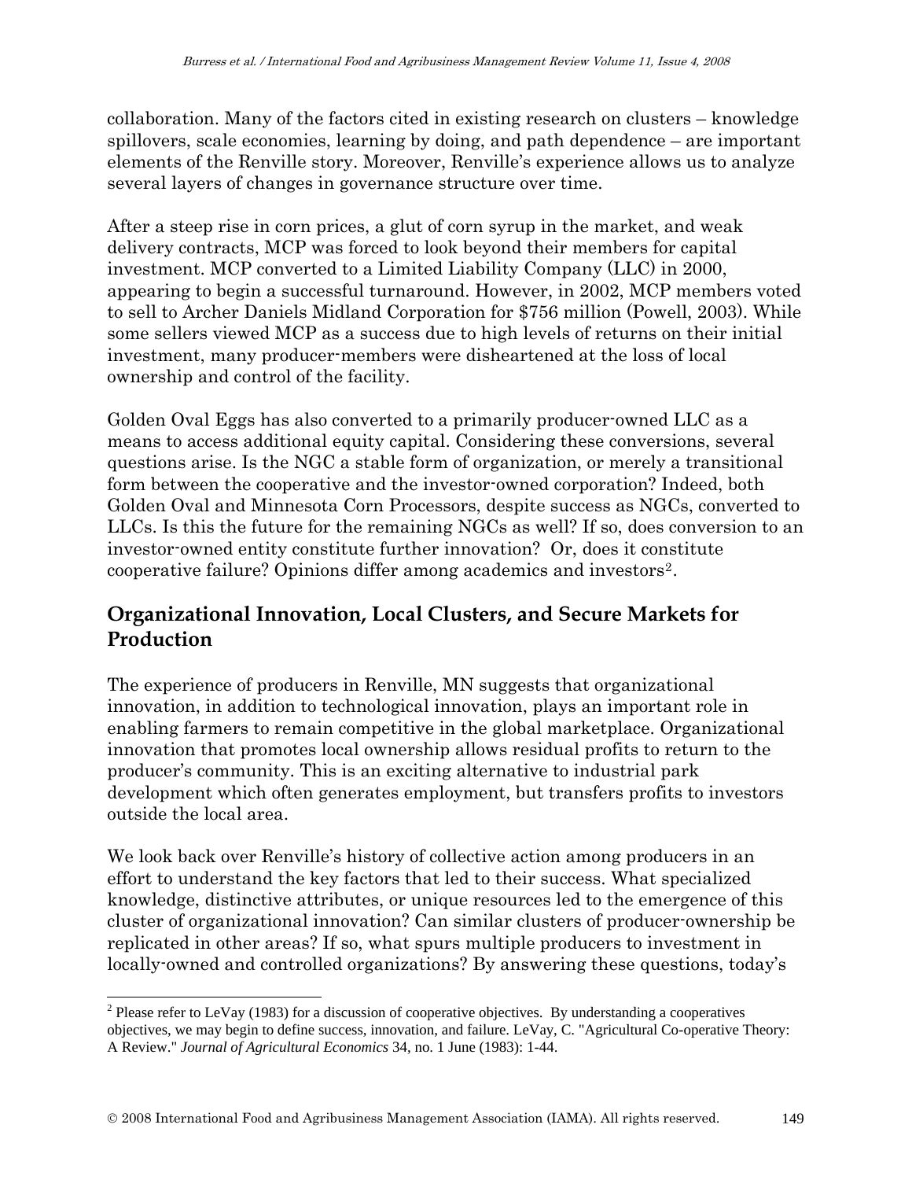collaboration. Many of the factors cited in existing research on clusters – knowledge spillovers, scale economies, learning by doing, and path dependence – are important elements of the Renville story. Moreover, Renville's experience allows us to analyze several layers of changes in governance structure over time.

After a steep rise in corn prices, a glut of corn syrup in the market, and weak delivery contracts, MCP was forced to look beyond their members for capital investment. MCP converted to a Limited Liability Company (LLC) in 2000, appearing to begin a successful turnaround. However, in 2002, MCP members voted to sell to Archer Daniels Midland Corporation for $756 million (Powell, 2003). While some sellers viewed MCP as a success due to high levels of returns on their initial investment, many producer-members were disheartened at the loss of local ownership and control of the facility.

Golden Oval Eggs has also converted to a primarily producer-owned LLC as a means to access additional equity capital. Considering these conversions, several questions arise. Is the NGC a stable form of organization, or merely a transitional form between the cooperative and the investor-owned corporation? Indeed, both Golden Oval and Minnesota Corn Processors, despite success as NGCs, converted to LLCs. Is this the future for the remaining NGCs as well? If so, does conversion to an investor-owned entity constitute further innovation? Or, does it constitute cooperative failure? Opinions differ among academics and investors[2].

## Organizational Innovation, Local Clusters, and Secure Markets for Production

The experience of producers in Renville, MN suggests that organizational innovation, in addition to technological innovation, plays an important role in enabling farmers to remain competitive in the global marketplace. Organizational innovation that promotes local ownership allows residual profits to return to the producer's community. This is an exciting alternative to industrial park development which often generates employment, but transfers profits to investors outside the local area.

We look back over Renville's history of collective action among producers in an effort to understand the key factors that led to their success. What specialized knowledge, distinctive attributes, or unique resources led to the emergence of this cluster of organizational innovation? Can similar clusters of producer-ownership be replicated in other areas? If so, what spurs multiple producers to investment in locally-owned and controlled organizations? By answering these questions, today's

---

[2] Please refer to LeVay (1983) for a discussion of cooperative objectives. By understanding a cooperatives objectives, we may begin to define success, innovation, and failure. LeVay, C. "Agricultural Co-operative Theory: A Review." *Journal of Agricultural Economics* 34, no. 1 June (1983): 1-44.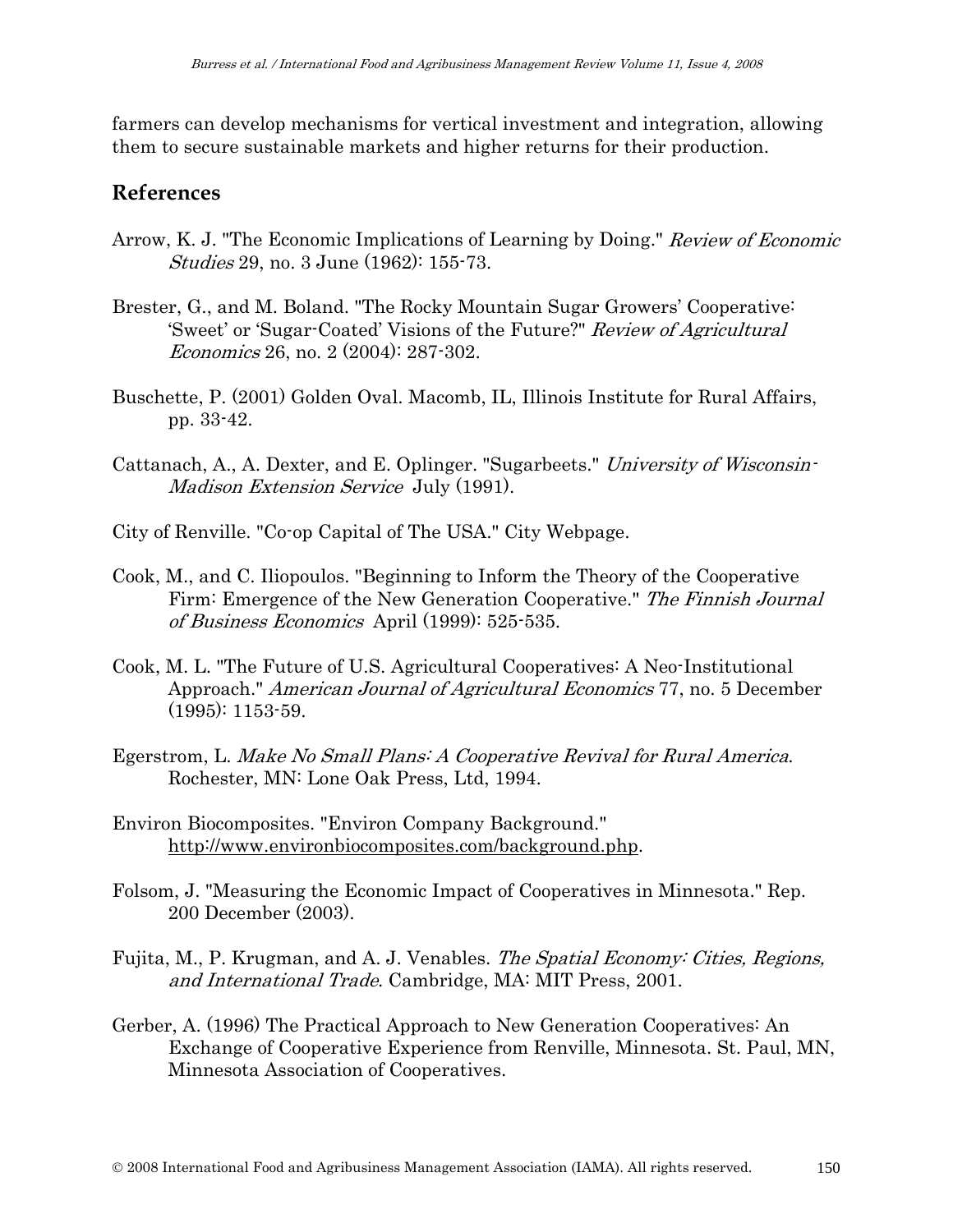farmers can develop mechanisms for vertical investment and integration, allowing them to secure sustainable markets and higher returns for their production.

## References

Arrow, K. J. "The Economic Implications of Learning by Doing." *Review of Economic Studies* 29, no. 3 June (1962): 155-73.

Brester, G., and M. Boland. "The Rocky Mountain Sugar Growers' Cooperative: 'Sweet' or 'Sugar-Coated' Visions of the Future?" *Review of Agricultural Economics* 26, no. 2 (2004): 287-302.

Buschette, P. (2001) Golden Oval. Macomb, IL, Illinois Institute for Rural Affairs, pp. 33-42.

Cattanach, A., A. Dexter, and E. Oplinger. "Sugarbeets." *University of Wisconsin-Madison Extension Service* July (1991).

City of Renville. "Co-op Capital of The USA." City Webpage.

Cook, M., and C. Iliopoulos. "Beginning to Inform the Theory of the Cooperative Firm: Emergence of the New Generation Cooperative." *The Finnish Journal of Business Economics* April (1999): 525-535.

Cook, M. L. "The Future of U.S. Agricultural Cooperatives: A Neo-Institutional Approach." *American Journal of Agricultural Economics* 77, no. 5 December (1995): 1153-59.

Egerstrom, L. *Make No Small Plans: A Cooperative Revival for Rural America*. Rochester, MN: Lone Oak Press, Ltd, 1994.

Environ Biocomposites. "Environ Company Background." http://www.environbiocomposites.com/background.php.

Folsom, J. "Measuring the Economic Impact of Cooperatives in Minnesota." Rep. 200 December (2003).

Fujita, M., P. Krugman, and A. J. Venables. *The Spatial Economy: Cities, Regions, and International Trade*. Cambridge, MA: MIT Press, 2001.

Gerber, A. (1996) The Practical Approach to New Generation Cooperatives: An Exchange of Cooperative Experience from Renville, Minnesota. St. Paul, MN, Minnesota Association of Cooperatives.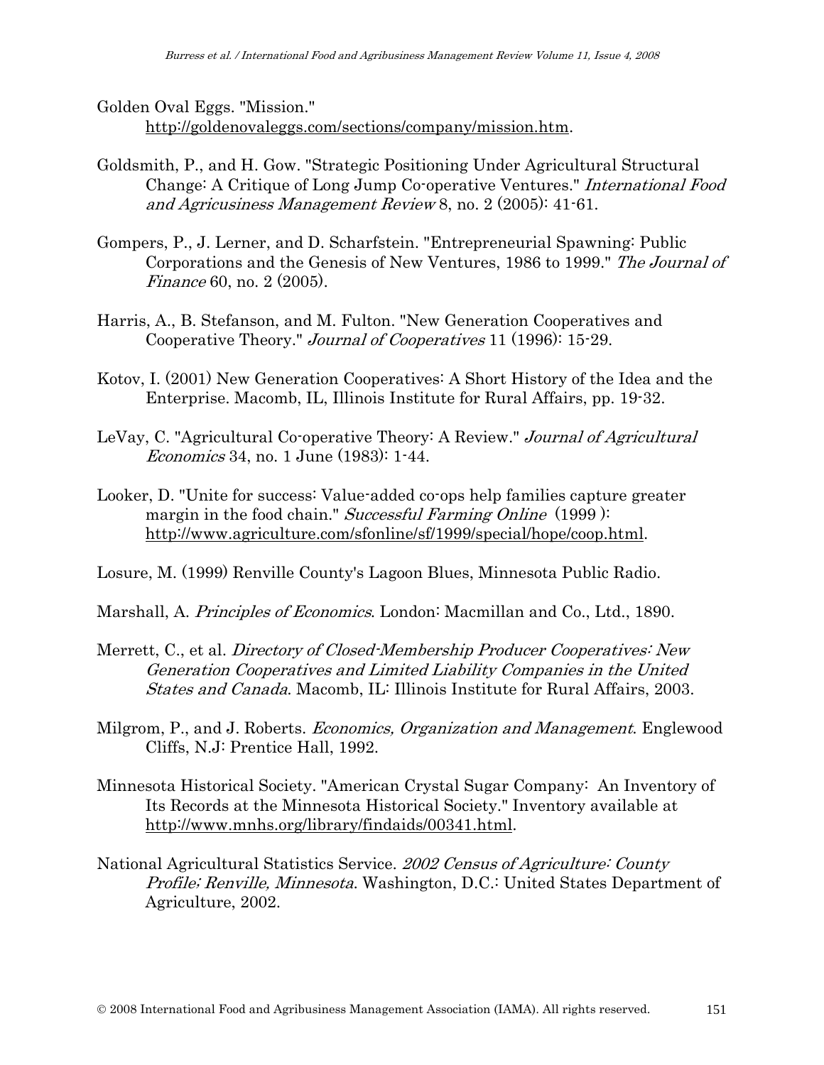Golden Oval Eggs. "Mission." http://goldenovaleggs.com/sections/company/mission.htm.

Goldsmith, P., and H. Gow. "Strategic Positioning Under Agricultural Structural Change: A Critique of Long Jump Co-operative Ventures." *International Food and Agricusiness Management Review* 8, no. 2 (2005): 41-61.

Gompers, P., J. Lerner, and D. Scharfstein. "Entrepreneurial Spawning: Public Corporations and the Genesis of New Ventures, 1986 to 1999." *The Journal of Finance* 60, no. 2 (2005).

Harris, A., B. Stefanson, and M. Fulton. "New Generation Cooperatives and Cooperative Theory." *Journal of Cooperatives* 11 (1996): 15-29.

Kotov, I. (2001) New Generation Cooperatives: A Short History of the Idea and the Enterprise. Macomb, IL, Illinois Institute for Rural Affairs, pp. 19-32.

LeVay, C. "Agricultural Co-operative Theory: A Review." *Journal of Agricultural Economics* 34, no. 1 June (1983): 1-44.

Looker, D. "Unite for success: Value-added co-ops help families capture greater margin in the food chain." *Successful Farming Online* (1999 ): http://www.agriculture.com/sfonline/sf/1999/special/hope/coop.html.

Losure, M. (1999) Renville County's Lagoon Blues, Minnesota Public Radio.

Marshall, A. *Principles of Economics*. London: Macmillan and Co., Ltd., 1890.

Merrett, C., et al. *Directory of Closed-Membership Producer Cooperatives: New Generation Cooperatives and Limited Liability Companies in the United States and Canada*. Macomb, IL: Illinois Institute for Rural Affairs, 2003.

Milgrom, P., and J. Roberts. *Economics, Organization and Management*. Englewood Cliffs, N.J: Prentice Hall, 1992.

Minnesota Historical Society. "American Crystal Sugar Company: An Inventory of Its Records at the Minnesota Historical Society." Inventory available at http://www.mnhs.org/library/findaids/00341.html.

National Agricultural Statistics Service. *2002 Census of Agriculture: County Profile; Renville, Minnesota*. Washington, D.C.: United States Department of Agriculture, 2002.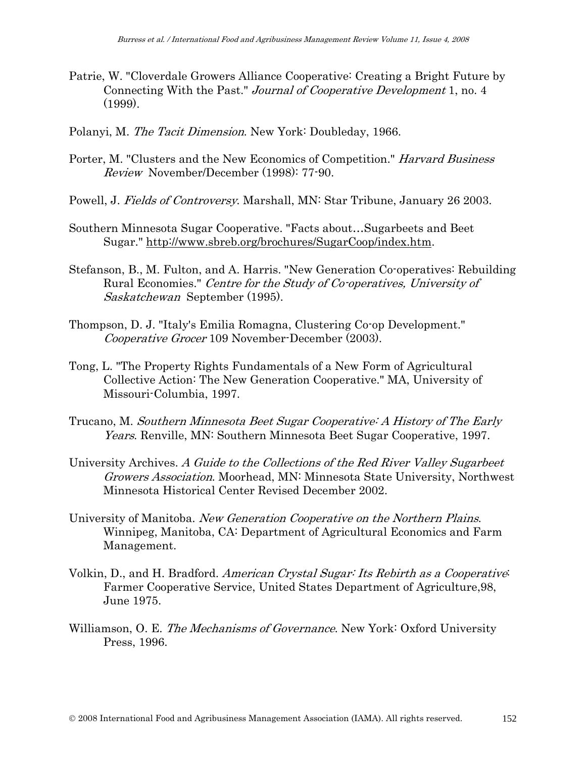Patrie, W. "Cloverdale Growers Alliance Cooperative: Creating a Bright Future by Connecting With the Past." *Journal of Cooperative Development* 1, no. 4 (1999).

Polanyi, M. *The Tacit Dimension*. New York: Doubleday, 1966.

Porter, M. "Clusters and the New Economics of Competition." *Harvard Business Review* November/December (1998): 77-90.

Powell, J. *Fields of Controversy*. Marshall, MN: Star Tribune, January 26 2003.

Southern Minnesota Sugar Cooperative. "Facts about…Sugarbeets and Beet Sugar." http://www.sbreb.org/brochures/SugarCoop/index.htm.

Stefanson, B., M. Fulton, and A. Harris. "New Generation Co-operatives: Rebuilding Rural Economies." *Centre for the Study of Co-operatives, University of Saskatchewan* September (1995).

Thompson, D. J. "Italy's Emilia Romagna, Clustering Co-op Development." *Cooperative Grocer* 109 November-December (2003).

Tong, L. "The Property Rights Fundamentals of a New Form of Agricultural Collective Action: The New Generation Cooperative." MA, University of Missouri-Columbia, 1997.

Trucano, M. *Southern Minnesota Beet Sugar Cooperative: A History of The Early Years*. Renville, MN: Southern Minnesota Beet Sugar Cooperative, 1997.

University Archives. *A Guide to the Collections of the Red River Valley Sugarbeet Growers Association*. Moorhead, MN: Minnesota State University, Northwest Minnesota Historical Center Revised December 2002.

University of Manitoba. *New Generation Cooperative on the Northern Plains*. Winnipeg, Manitoba, CA: Department of Agricultural Economics and Farm Management.

Volkin, D., and H. Bradford. *American Crystal Sugar: Its Rebirth as a Cooperative*: Farmer Cooperative Service, United States Department of Agriculture,98, June 1975.

Williamson, O. E. *The Mechanisms of Governance*. New York: Oxford University Press, 1996.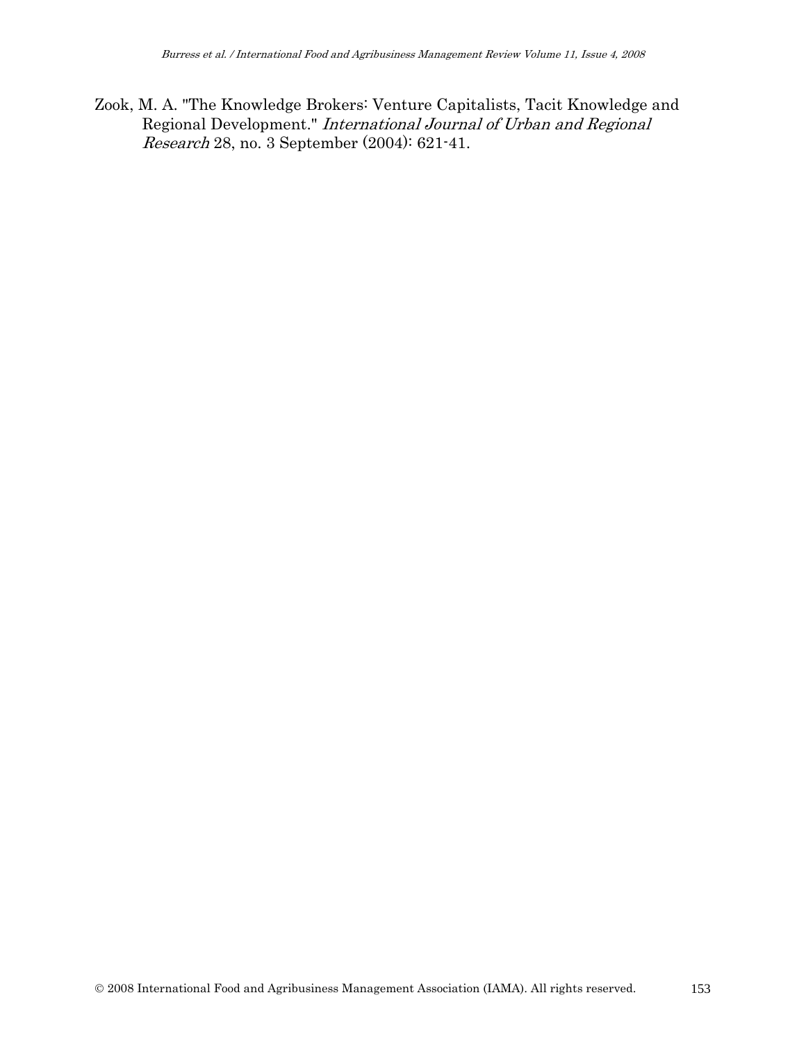Zook, M. A. "The Knowledge Brokers: Venture Capitalists, Tacit Knowledge and Regional Development." *International Journal of Urban and Regional Research* 28, no. 3 September (2004): 621-41.